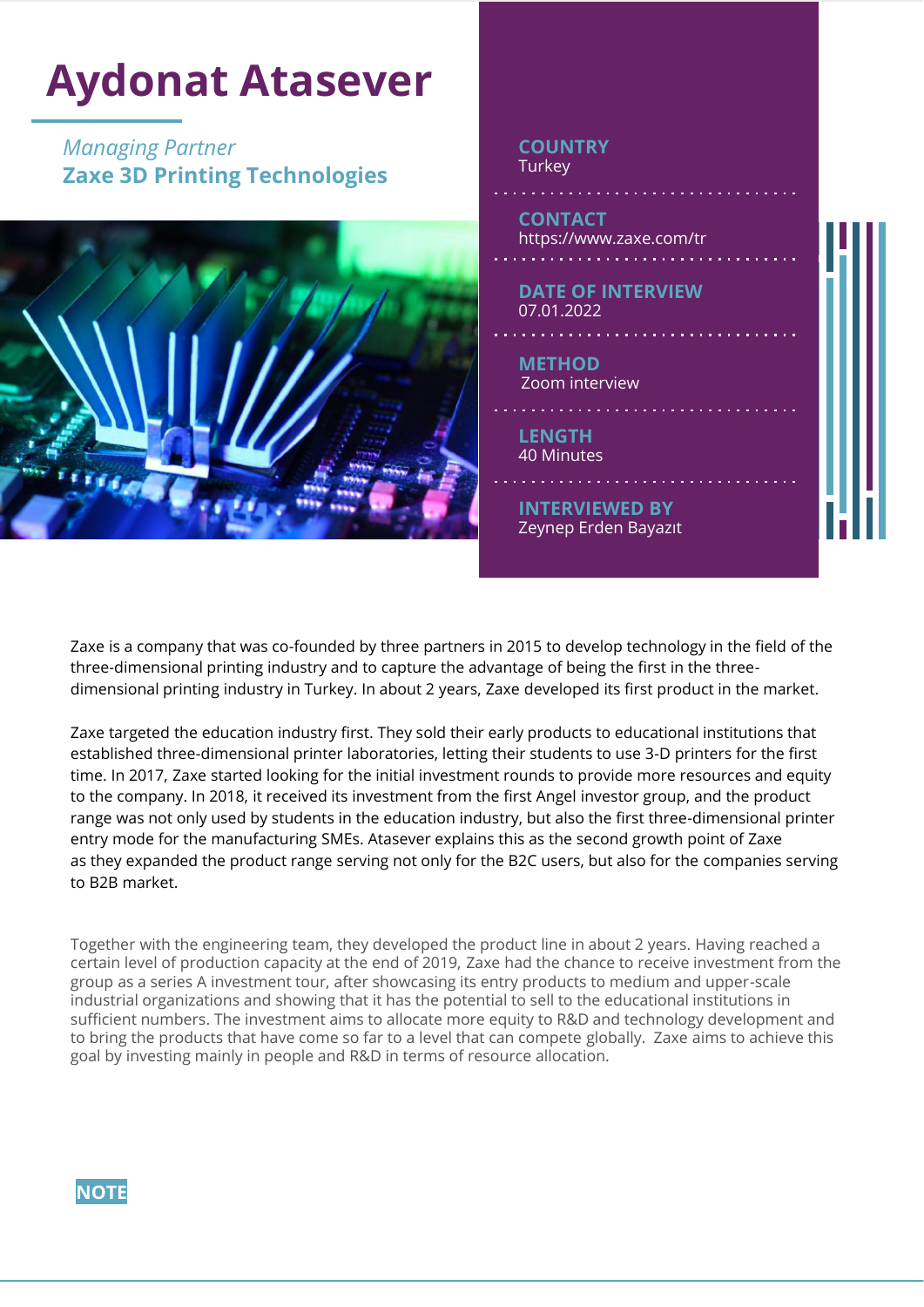# Aydonat Atasever

*Managing Partner*
**Zaxe 3D Printing Technologies**

**COUNTRY**
Turkey

**CONTACT**
https://www.zaxe.com/tr

**DATE OF INTERVIEW**
07.01.2022

**METHOD**
Zoom interview

**LENGTH**
40 Minutes

**INTERVIEWED BY**
Zeynep Erden Bayazıt

Zaxe is a company that was co-founded by three partners in 2015 to develop technology in the field of the three-dimensional printing industry and to capture the advantage of being the first in the three-dimensional printing industry in Turkey. In about 2 years, Zaxe developed its first product in the market.

Zaxe targeted the education industry first. They sold their early products to educational institutions that established three-dimensional printer laboratories, letting their students to use 3-D printers for the first time. In 2017, Zaxe started looking for the initial investment rounds to provide more resources and equity to the company. In 2018, it received its investment from the first Angel investor group, and the product range was not only used by students in the education industry, but also the first three-dimensional printer entry mode for the manufacturing SMEs. Atasever explains this as the second growth point of Zaxe as they expanded the product range serving not only for the B2C users, but also for the companies serving to B2B market.

Together with the engineering team, they developed the product line in about 2 years. Having reached a certain level of production capacity at the end of 2019, Zaxe had the chance to receive investment from the group as a series A investment tour, after showcasing its entry products to medium and upper-scale industrial organizations and showing that it has the potential to sell to the educational institutions in sufficient numbers. The investment aims to allocate more equity to R&D and technology development and to bring the products that have come so far to a level that can compete globally. Zaxe aims to achieve this goal by investing mainly in people and R&D in terms of resource allocation.

**NOTE**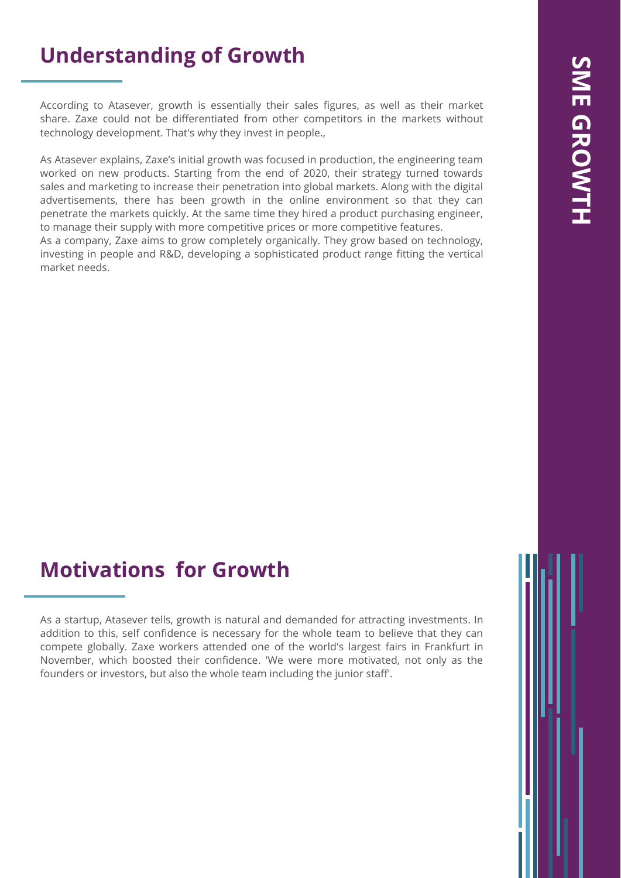## Understanding of Growth

According to Atasever, growth is essentially their sales figures, as well as their market share. Zaxe could not be differentiated from other competitors in the markets without technology development. That's why they invest in people.,

As Atasever explains, Zaxe's initial growth was focused in production, the engineering team worked on new products. Starting from the end of 2020, their strategy turned towards sales and marketing to increase their penetration into global markets. Along with the digital advertisements, there has been growth in the online environment so that they can penetrate the markets quickly. At the same time they hired a product purchasing engineer, to manage their supply with more competitive prices or more competitive features.
As a company, Zaxe aims to grow completely organically. They grow based on technology, investing in people and R&D, developing a sophisticated product range fitting the vertical market needs.

## Motivations for Growth

As a startup, Atasever tells, growth is natural and demanded for attracting investments. In addition to this, self confidence is necessary for the whole team to believe that they can compete globally. Zaxe workers attended one of the world's largest fairs in Frankfurt in November, which boosted their confidence. 'We were more motivated, not only as the founders or investors, but also the whole team including the junior staff'.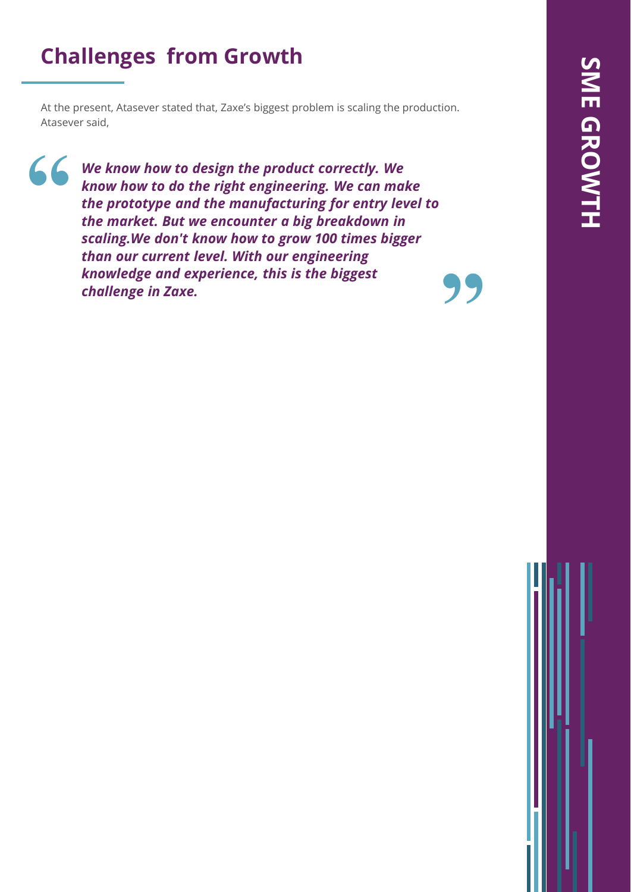## Challenges from Growth

At the present, Atasever stated that, Zaxe's biggest problem is scaling the production. Atasever said,

> ***We know how to design the product correctly. We know how to do the right engineering. We can make the prototype and the manufacturing for entry level to the market. But we encounter a big breakdown in scaling.We don't know how to grow 100 times bigger than our current level. With our engineering knowledge and experience, this is the biggest challenge in Zaxe.***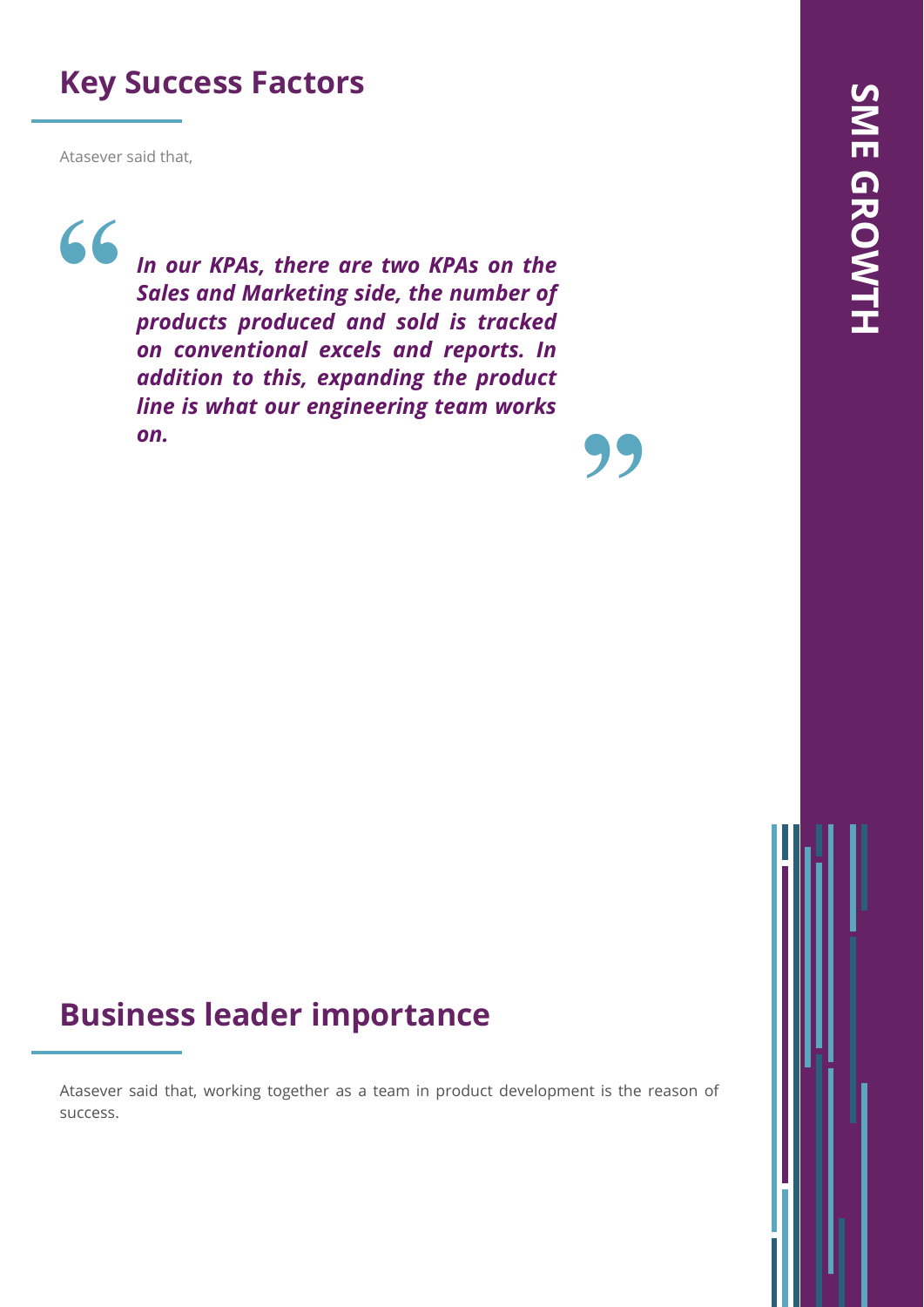## Key Success Factors

Atasever said that,

> ***In our KPAs, there are two KPAs on the Sales and Marketing side, the number of products produced and sold is tracked on conventional excels and reports. In addition to this, expanding the product line is what our engineering team works on.***

## Business leader importance

Atasever said that, working together as a team in product development is the reason of success.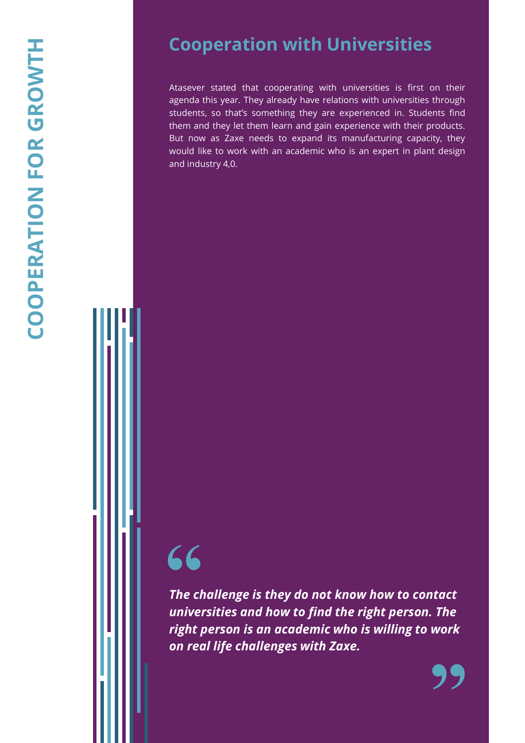## Cooperation with Universities

Atasever stated that cooperating with universities is first on their agenda this year. They already have relations with universities through students, so that's something they are experienced in. Students find them and they let them learn and gain experience with their products. But now as Zaxe needs to expand its manufacturing capacity, they would like to work with an academic who is an expert in plant design and industry 4,0.

> ***The challenge is they do not know how to contact universities and how to find the right person. The right person is an academic who is willing to work on real life challenges with Zaxe.***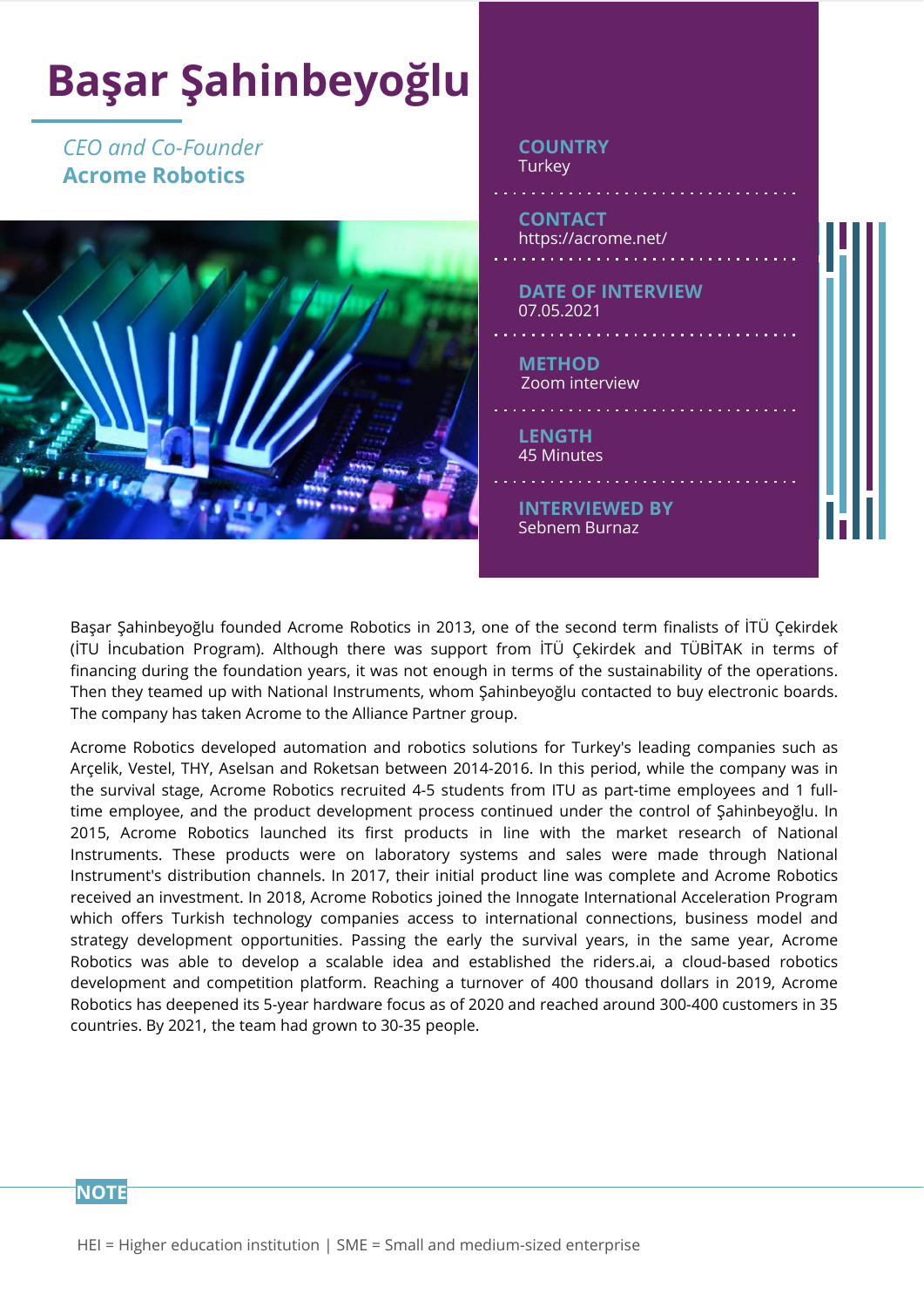# Başar Şahinbeyoğlu

*CEO and Co-Founder*
**Acrome Robotics**

**COUNTRY**
Turkey

**CONTACT**
https://acrome.net/

**DATE OF INTERVIEW**
07.05.2021

**METHOD**
Zoom interview

**LENGTH**
45 Minutes

**INTERVIEWED BY**
Sebnem Burnaz

Başar Şahinbeyoğlu founded Acrome Robotics in 2013, one of the second term finalists of İTÜ Çekirdek (İTU İncubation Program). Although there was support from İTÜ Çekirdek and TÜBİTAK in terms of financing during the foundation years, it was not enough in terms of the sustainability of the operations. Then they teamed up with National Instruments, whom Şahinbeyoğlu contacted to buy electronic boards. The company has taken Acrome to the Alliance Partner group.

Acrome Robotics developed automation and robotics solutions for Turkey's leading companies such as Arçelik, Vestel, THY, Aselsan and Roketsan between 2014-2016. In this period, while the company was in the survival stage, Acrome Robotics recruited 4-5 students from ITU as part-time employees and 1 full-time employee, and the product development process continued under the control of Şahinbeyoğlu. In 2015, Acrome Robotics launched its first products in line with the market research of National Instruments. These products were on laboratory systems and sales were made through National Instrument's distribution channels. In 2017, their initial product line was complete and Acrome Robotics received an investment. In 2018, Acrome Robotics joined the Innogate International Acceleration Program which offers Turkish technology companies access to international connections, business model and strategy development opportunities. Passing the early the survival years, in the same year, Acrome Robotics was able to develop a scalable idea and established the riders.ai, a cloud-based robotics development and competition platform. Reaching a turnover of 400 thousand dollars in 2019, Acrome Robotics has deepened its 5-year hardware focus as of 2020 and reached around 300-400 customers in 35 countries. By 2021, the team had grown to 30-35 people.

**NOTE**

HEI = Higher education institution | SME = Small and medium-sized enterprise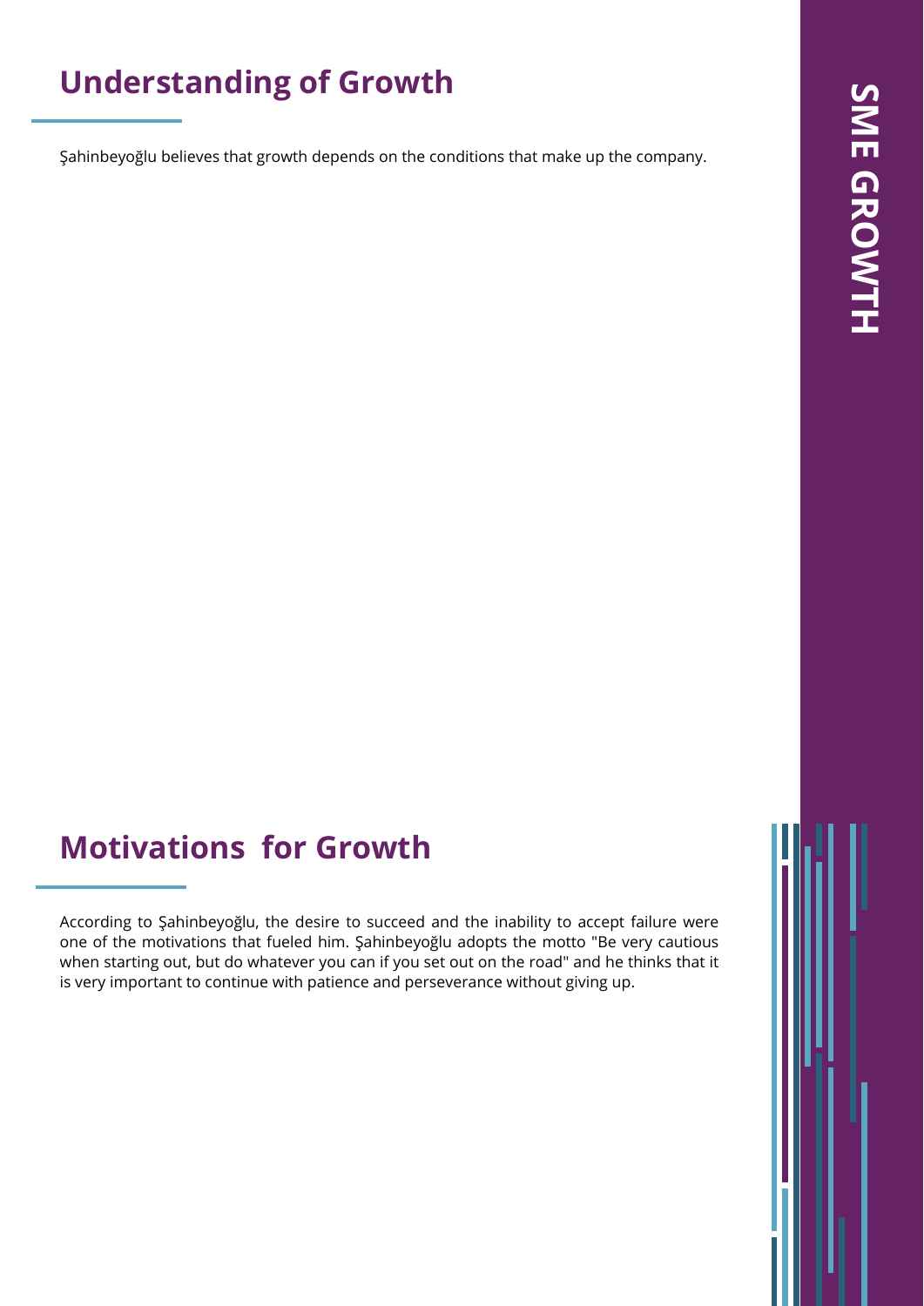## Understanding of Growth

Şahinbeyoğlu believes that growth depends on the conditions that make up the company.

## Motivations for Growth

According to Şahinbeyoğlu, the desire to succeed and the inability to accept failure were one of the motivations that fueled him. Şahinbeyoğlu adopts the motto "Be very cautious when starting out, but do whatever you can if you set out on the road" and he thinks that it is very important to continue with patience and perseverance without giving up.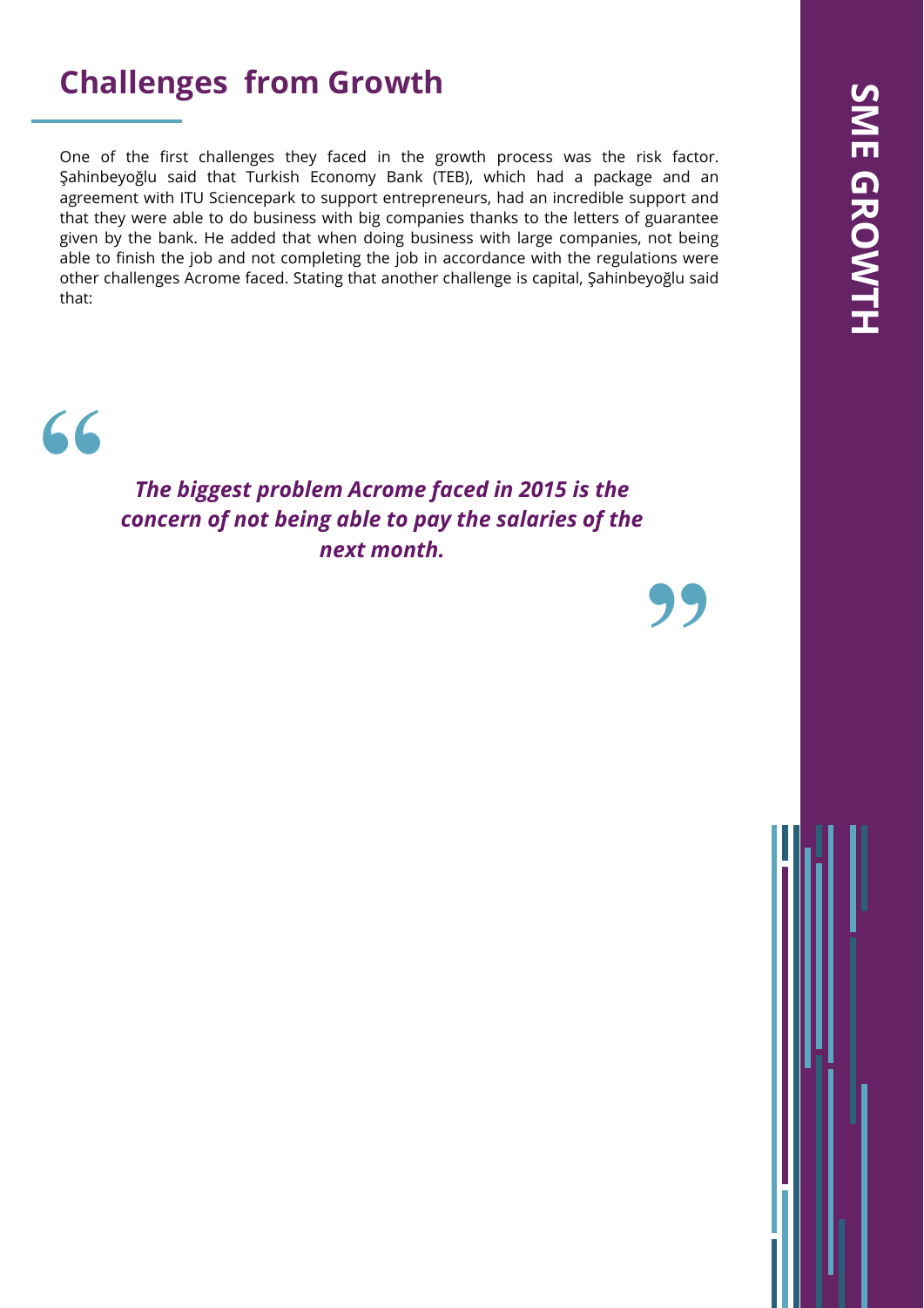## Challenges from Growth

One of the first challenges they faced in the growth process was the risk factor. Şahinbeyoğlu said that Turkish Economy Bank (TEB), which had a package and an agreement with ITU Sciencepark to support entrepreneurs, had an incredible support and that they were able to do business with big companies thanks to the letters of guarantee given by the bank. He added that when doing business with large companies, not being able to finish the job and not completing the job in accordance with the regulations were other challenges Acrome faced. Stating that another challenge is capital, Şahinbeyoğlu said that:

> ***The biggest problem Acrome faced in 2015 is the concern of not being able to pay the salaries of the next month.***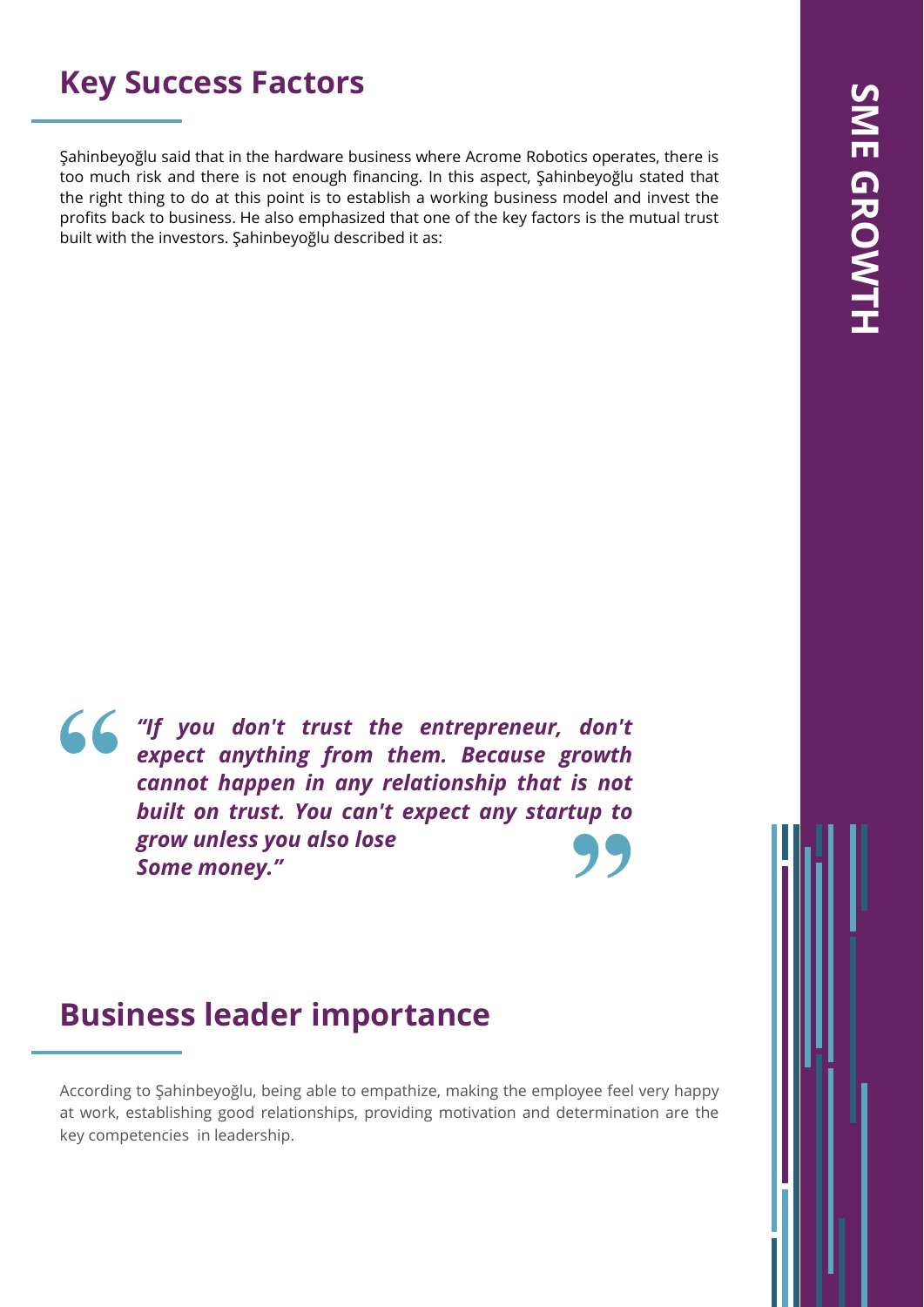## Key Success Factors

Şahinbeyoğlu said that in the hardware business where Acrome Robotics operates, there is too much risk and there is not enough financing. In this aspect, Şahinbeyoğlu stated that the right thing to do at this point is to establish a working business model and invest the profits back to business. He also emphasized that one of the key factors is the mutual trust built with the investors. Şahinbeyoğlu described it as:

> ***"If you don't trust the entrepreneur, don't expect anything from them. Because growth cannot happen in any relationship that is not built on trust. You can't expect any startup to grow unless you also lose Some money."***

## Business leader importance

According to Şahinbeyoğlu, being able to empathize, making the employee feel very happy at work, establishing good relationships, providing motivation and determination are the key competencies in leadership.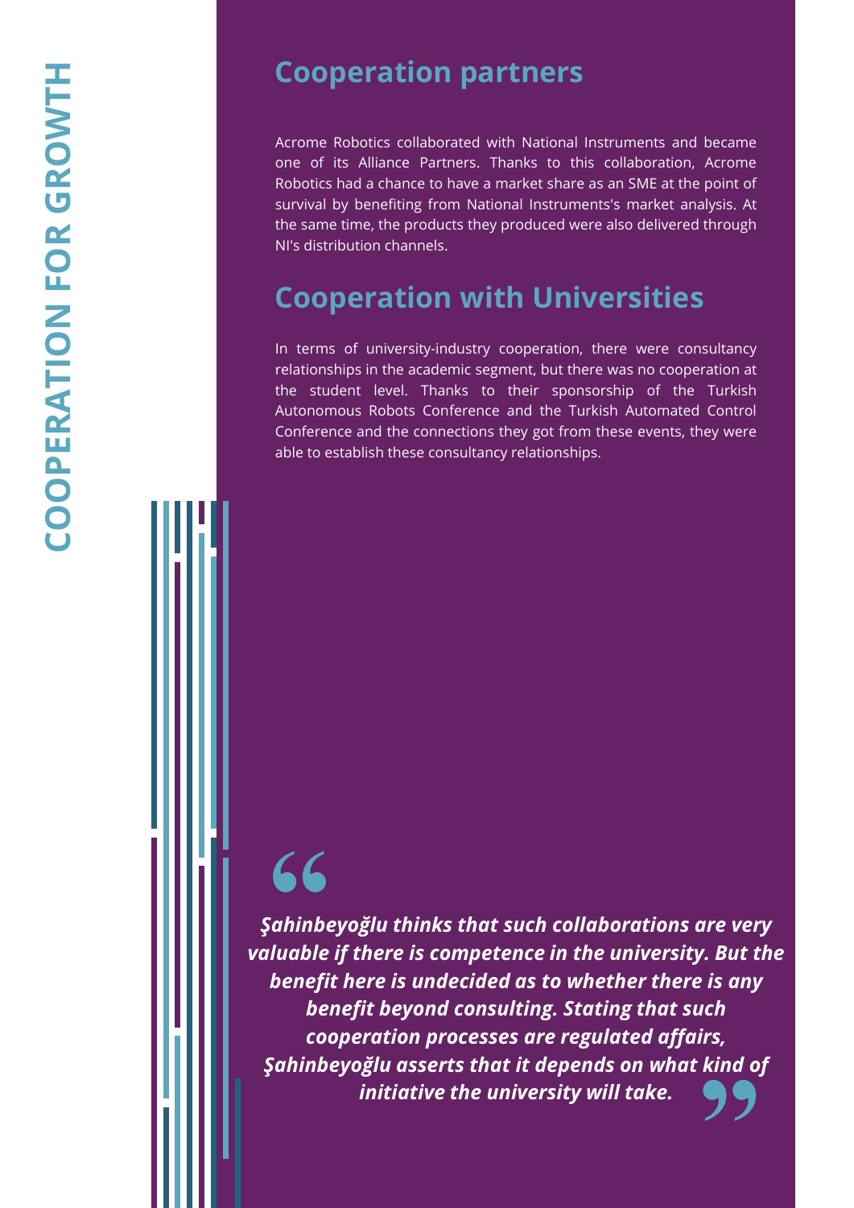# COOPERATION FOR GROWTH

## Cooperation partners

Acrome Robotics collaborated with National Instruments and became one of its Alliance Partners. Thanks to this collaboration, Acrome Robotics had a chance to have a market share as an SME at the point of survival by benefiting from National Instruments's market analysis. At the same time, the products they produced were also delivered through NI's distribution channels.

## Cooperation with Universities

In terms of university-industry cooperation, there were consultancy relationships in the academic segment, but there was no cooperation at the student level. Thanks to their sponsorship of the Turkish Autonomous Robots Conference and the Turkish Automated Control Conference and the connections they got from these events, they were able to establish these consultancy relationships.

> ***Şahinbeyoğlu thinks that such collaborations are very valuable if there is competence in the university. But the benefit here is undecided as to whether there is any benefit beyond consulting. Stating that such cooperation processes are regulated affairs, Şahinbeyoğlu asserts that it depends on what kind of initiative the university will take.***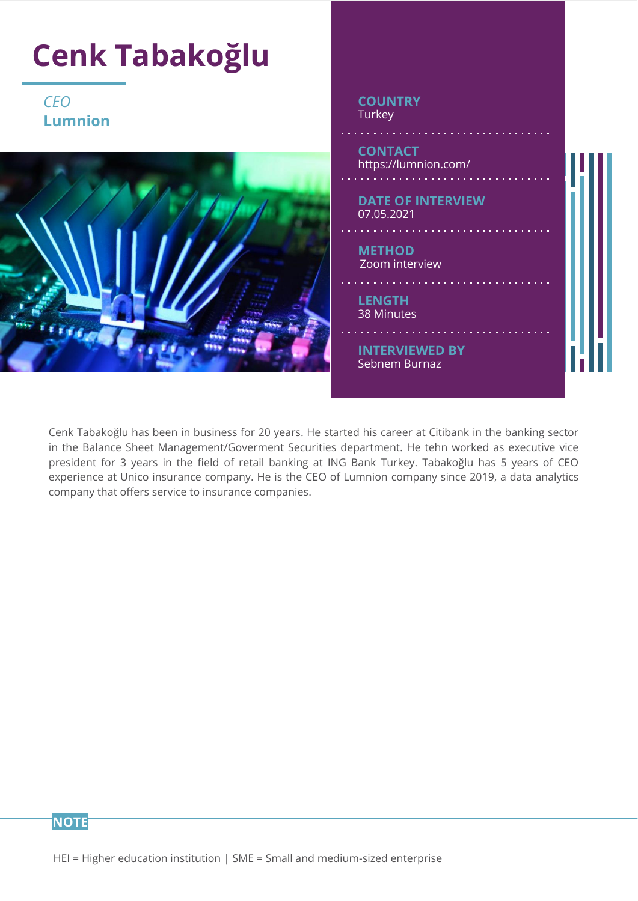# Cenk Tabakoğlu

*CEO*
**Lumnion**

**COUNTRY**
Turkey

**CONTACT**
https://lumnion.com/

**DATE OF INTERVIEW**
07.05.2021

**METHOD**
Zoom interview

**LENGTH**
38 Minutes

**INTERVIEWED BY**
Sebnem Burnaz

Cenk Tabakoğlu has been in business for 20 years. He started his career at Citibank in the banking sector in the Balance Sheet Management/Goverment Securities department. He tehn worked as executive vice president for 3 years in the field of retail banking at ING Bank Turkey. Tabakoğlu has 5 years of CEO experience at Unico insurance company. He is the CEO of Lumnion company since 2019, a data analytics company that offers service to insurance companies.

**NOTE**

HEI = Higher education institution | SME = Small and medium-sized enterprise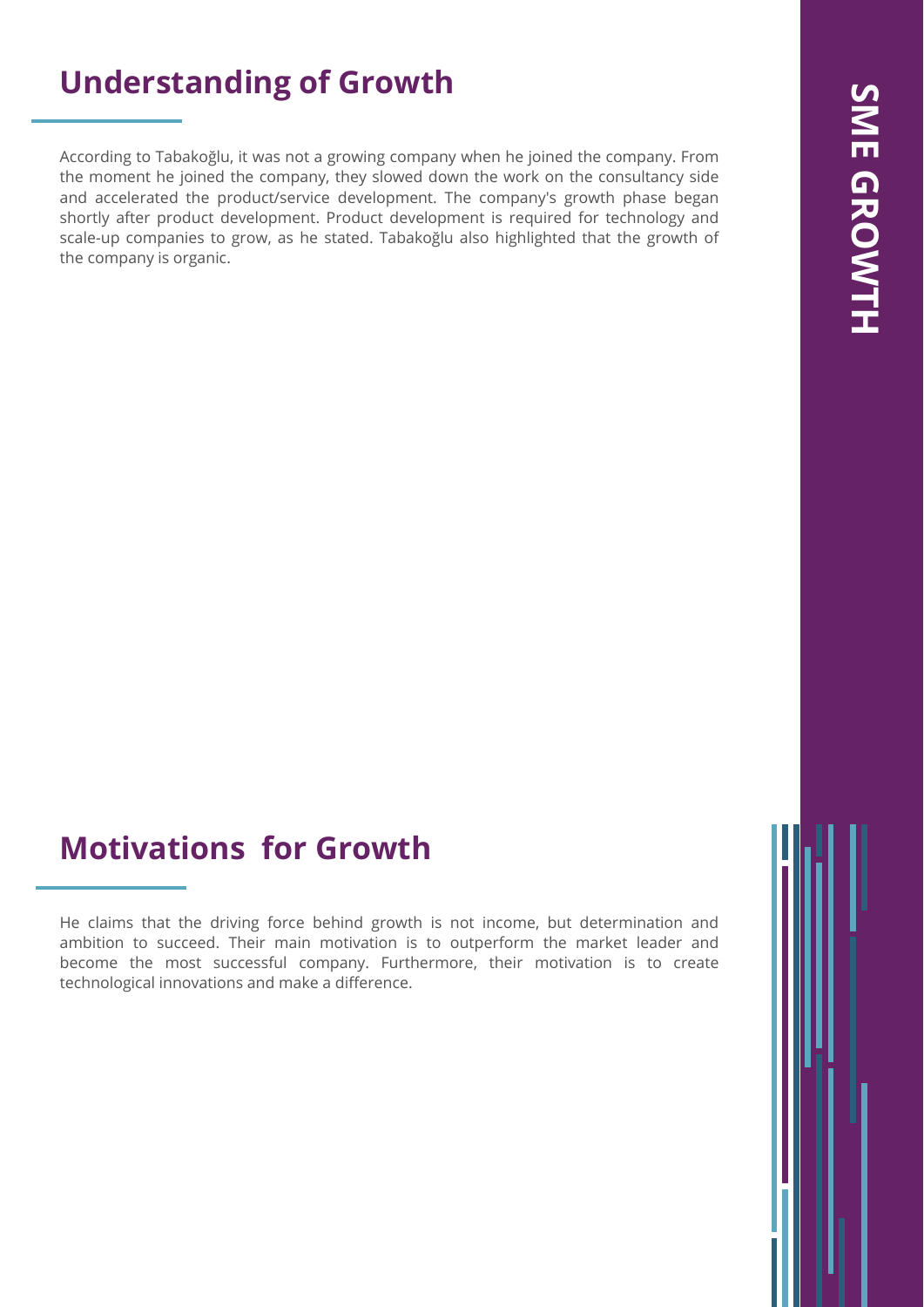## Understanding of Growth

According to Tabakoğlu, it was not a growing company when he joined the company. From the moment he joined the company, they slowed down the work on the consultancy side and accelerated the product/service development. The company's growth phase began shortly after product development. Product development is required for technology and scale-up companies to grow, as he stated. Tabakoğlu also highlighted that the growth of the company is organic.

## Motivations for Growth

He claims that the driving force behind growth is not income, but determination and ambition to succeed. Their main motivation is to outperform the market leader and become the most successful company. Furthermore, their motivation is to create technological innovations and make a difference.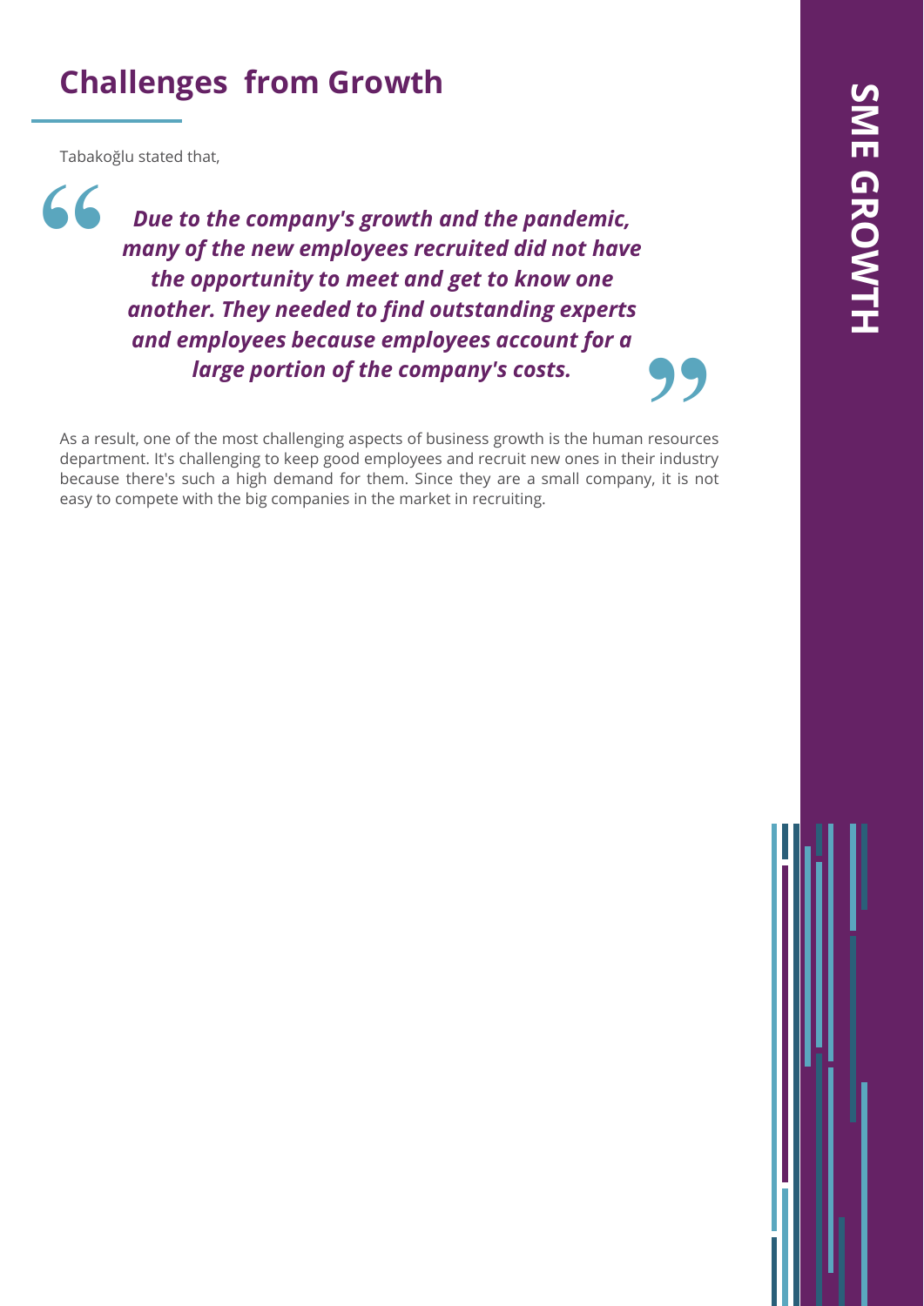## Challenges from Growth

Tabakoğlu stated that,

> ***Due to the company's growth and the pandemic, many of the new employees recruited did not have the opportunity to meet and get to know one another. They needed to find outstanding experts and employees because employees account for a large portion of the company's costs.***

As a result, one of the most challenging aspects of business growth is the human resources department. It's challenging to keep good employees and recruit new ones in their industry because there's such a high demand for them. Since they are a small company, it is not easy to compete with the big companies in the market in recruiting.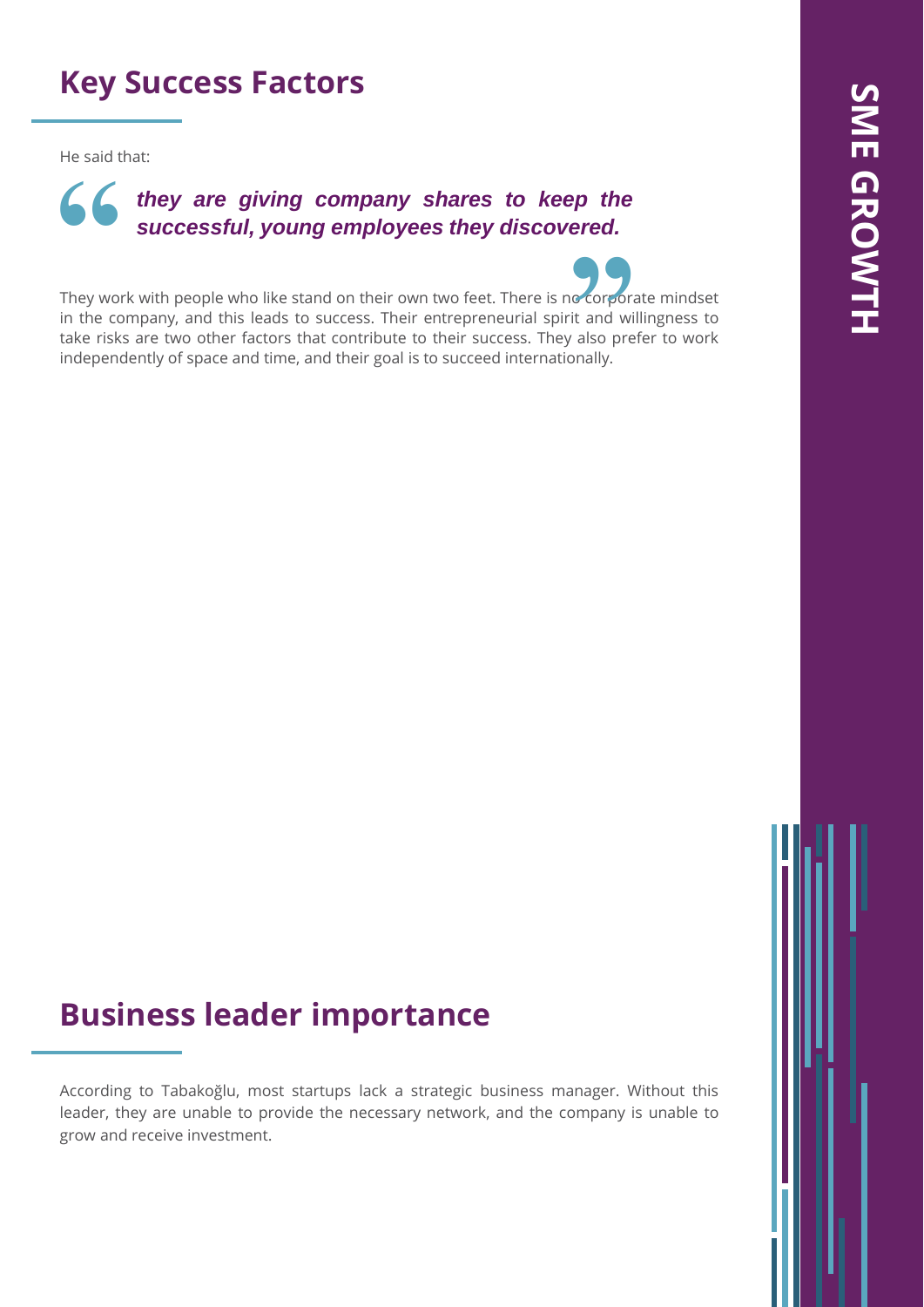## Key Success Factors

He said that:

> ***they are giving company shares to keep the successful, young employees they discovered.***

They work with people who like stand on their own two feet. There is no corporate mindset in the company, and this leads to success. Their entrepreneurial spirit and willingness to take risks are two other factors that contribute to their success. They also prefer to work independently of space and time, and their goal is to succeed internationally.

## Business leader importance

According to Tabakoğlu, most startups lack a strategic business manager. Without this leader, they are unable to provide the necessary network, and the company is unable to grow and receive investment.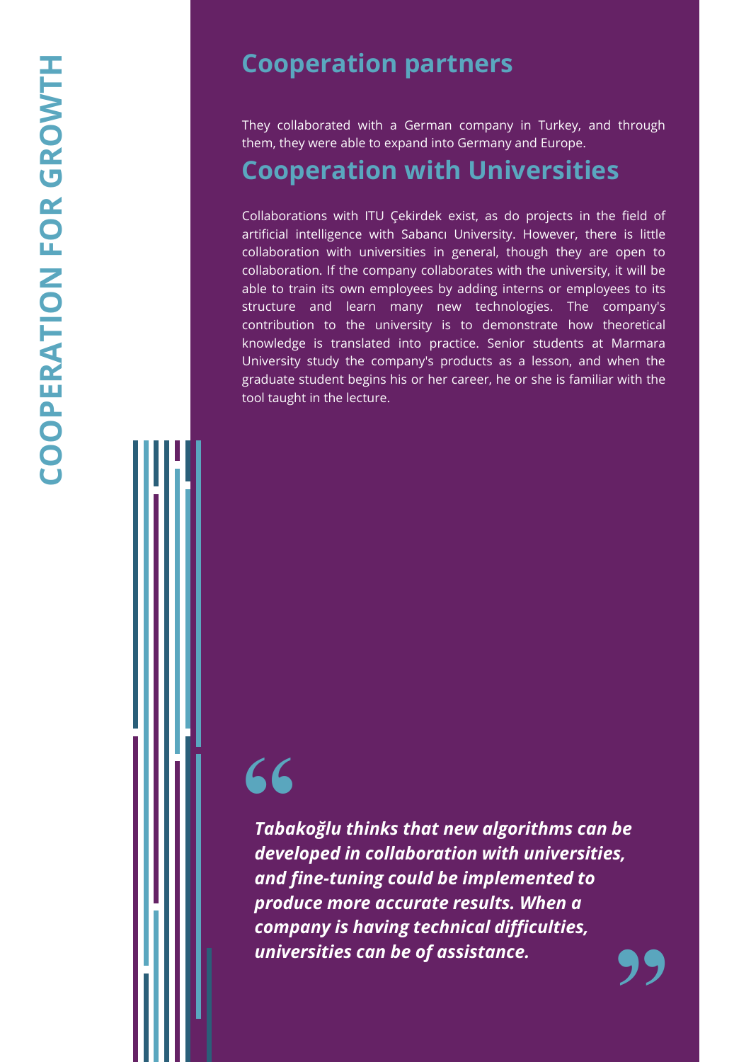# COOPERATION FOR GROWTH

## Cooperation partners

They collaborated with a German company in Turkey, and through them, they were able to expand into Germany and Europe.

## Cooperation with Universities

Collaborations with ITU Çekirdek exist, as do projects in the field of artificial intelligence with Sabancı University. However, there is little collaboration with universities in general, though they are open to collaboration. If the company collaborates with the university, it will be able to train its own employees by adding interns or employees to its structure and learn many new technologies. The company's contribution to the university is to demonstrate how theoretical knowledge is translated into practice. Senior students at Marmara University study the company's products as a lesson, and when the graduate student begins his or her career, he or she is familiar with the tool taught in the lecture.

> ***Tabakoğlu thinks that new algorithms can be developed in collaboration with universities, and fine-tuning could be implemented to produce more accurate results. When a company is having technical difficulties, universities can be of assistance.***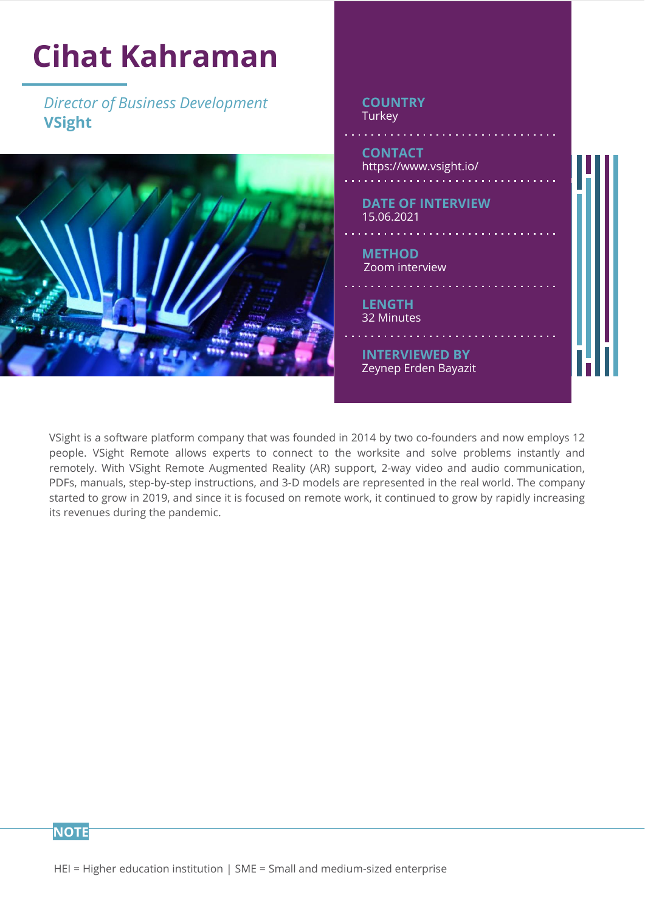# Cihat Kahraman

*Director of Business Development*
**VSight**

**COUNTRY**
Turkey

**CONTACT**
https://www.vsight.io/

**DATE OF INTERVIEW**
15.06.2021

**METHOD**
Zoom interview

**LENGTH**
32 Minutes

**INTERVIEWED BY**
Zeynep Erden Bayazit

VSight is a software platform company that was founded in 2014 by two co-founders and now employs 12 people. VSight Remote allows experts to connect to the worksite and solve problems instantly and remotely. With VSight Remote Augmented Reality (AR) support, 2-way video and audio communication, PDFs, manuals, step-by-step instructions, and 3-D models are represented in the real world. The company started to grow in 2019, and since it is focused on remote work, it continued to grow by rapidly increasing its revenues during the pandemic.

**NOTE**

HEI = Higher education institution | SME = Small and medium-sized enterprise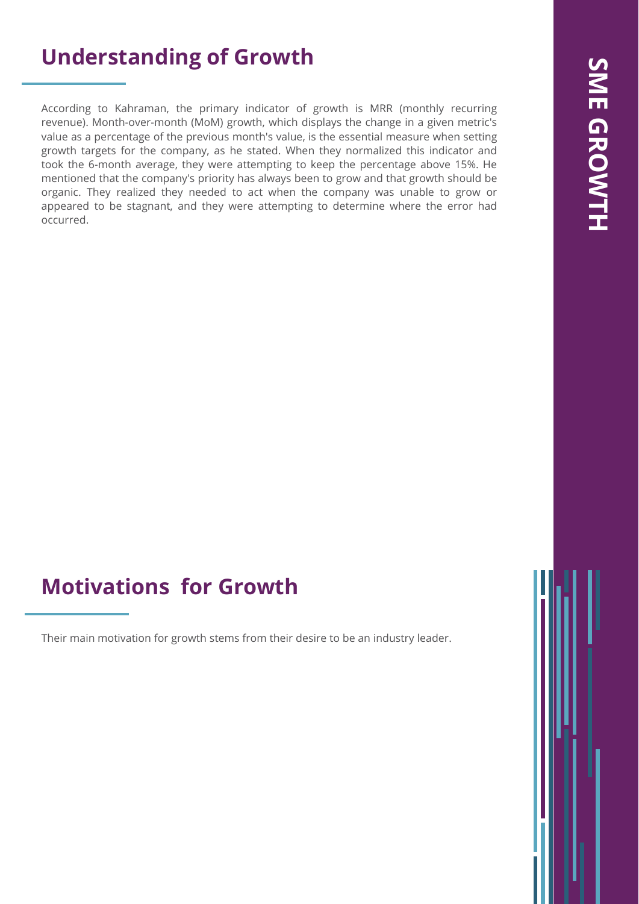## Understanding of Growth

According to Kahraman, the primary indicator of growth is MRR (monthly recurring revenue). Month-over-month (MoM) growth, which displays the change in a given metric's value as a percentage of the previous month's value, is the essential measure when setting growth targets for the company, as he stated. When they normalized this indicator and took the 6-month average, they were attempting to keep the percentage above 15%. He mentioned that the company's priority has always been to grow and that growth should be organic. They realized they needed to act when the company was unable to grow or appeared to be stagnant, and they were attempting to determine where the error had occurred.

## Motivations for Growth

Their main motivation for growth stems from their desire to be an industry leader.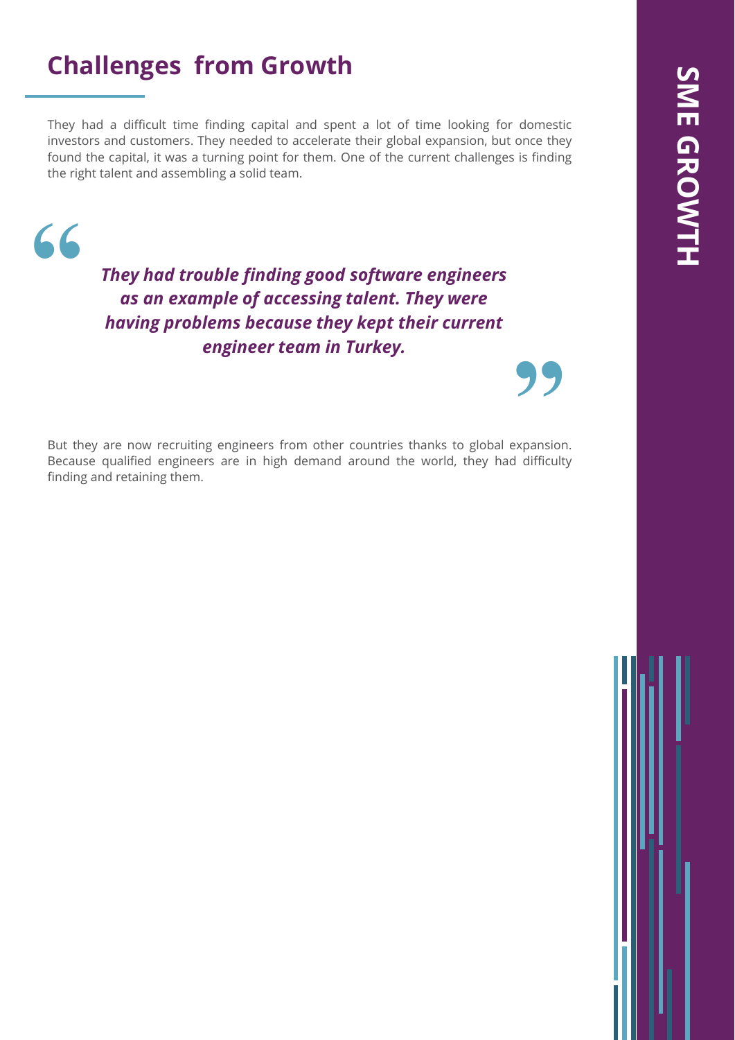## Challenges from Growth

They had a difficult time finding capital and spent a lot of time looking for domestic investors and customers. They needed to accelerate their global expansion, but once they found the capital, it was a turning point for them. One of the current challenges is finding the right talent and assembling a solid team.

> ***They had trouble finding good software engineers as an example of accessing talent. They were having problems because they kept their current engineer team in Turkey.***

But they are now recruiting engineers from other countries thanks to global expansion. Because qualified engineers are in high demand around the world, they had difficulty finding and retaining them.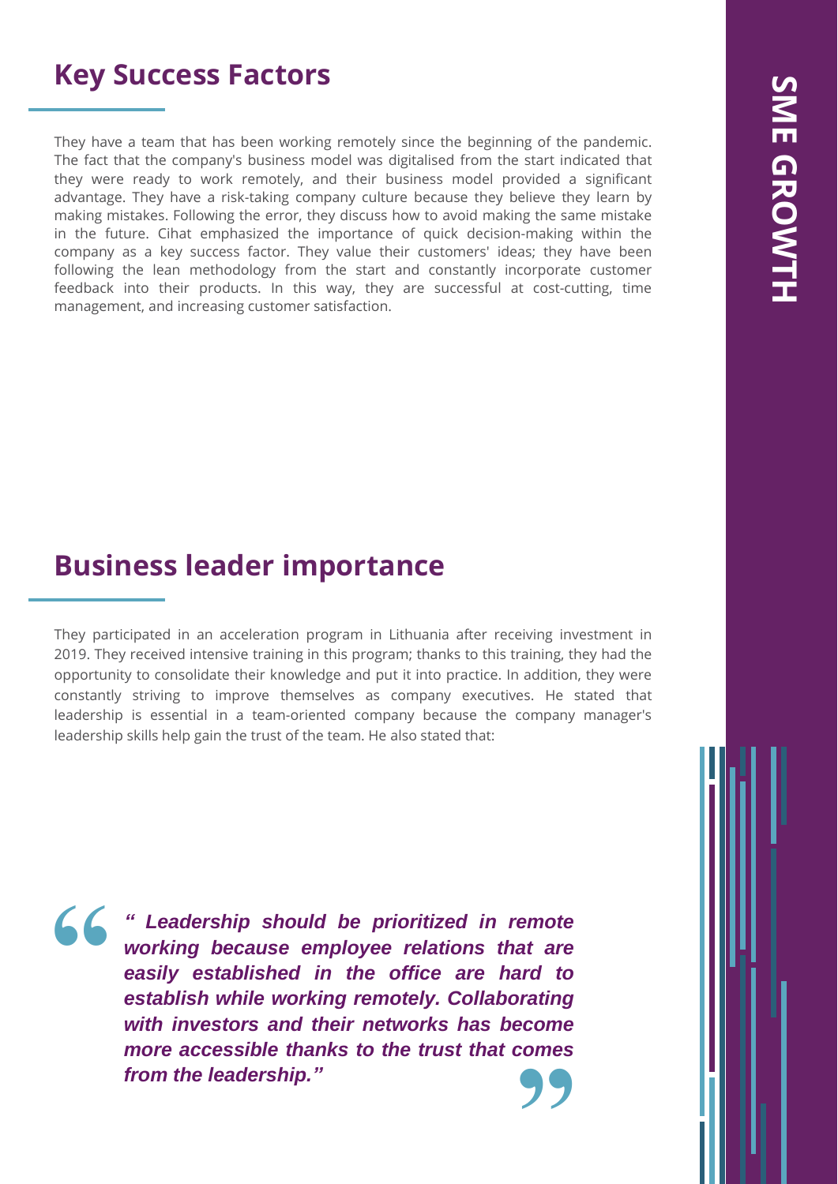## Key Success Factors

They have a team that has been working remotely since the beginning of the pandemic. The fact that the company's business model was digitalised from the start indicated that they were ready to work remotely, and their business model provided a significant advantage. They have a risk-taking company culture because they believe they learn by making mistakes. Following the error, they discuss how to avoid making the same mistake in the future. Cihat emphasized the importance of quick decision-making within the company as a key success factor. They value their customers' ideas; they have been following the lean methodology from the start and constantly incorporate customer feedback into their products. In this way, they are successful at cost-cutting, time management, and increasing customer satisfaction.

## Business leader importance

They participated in an acceleration program in Lithuania after receiving investment in 2019. They received intensive training in this program; thanks to this training, they had the opportunity to consolidate their knowledge and put it into practice. In addition, they were constantly striving to improve themselves as company executives. He stated that leadership is essential in a team-oriented company because the company manager's leadership skills help gain the trust of the team. He also stated that:

> ***" Leadership should be prioritized in remote working because employee relations that are easily established in the office are hard to establish while working remotely. Collaborating with investors and their networks has become more accessible thanks to the trust that comes from the leadership."***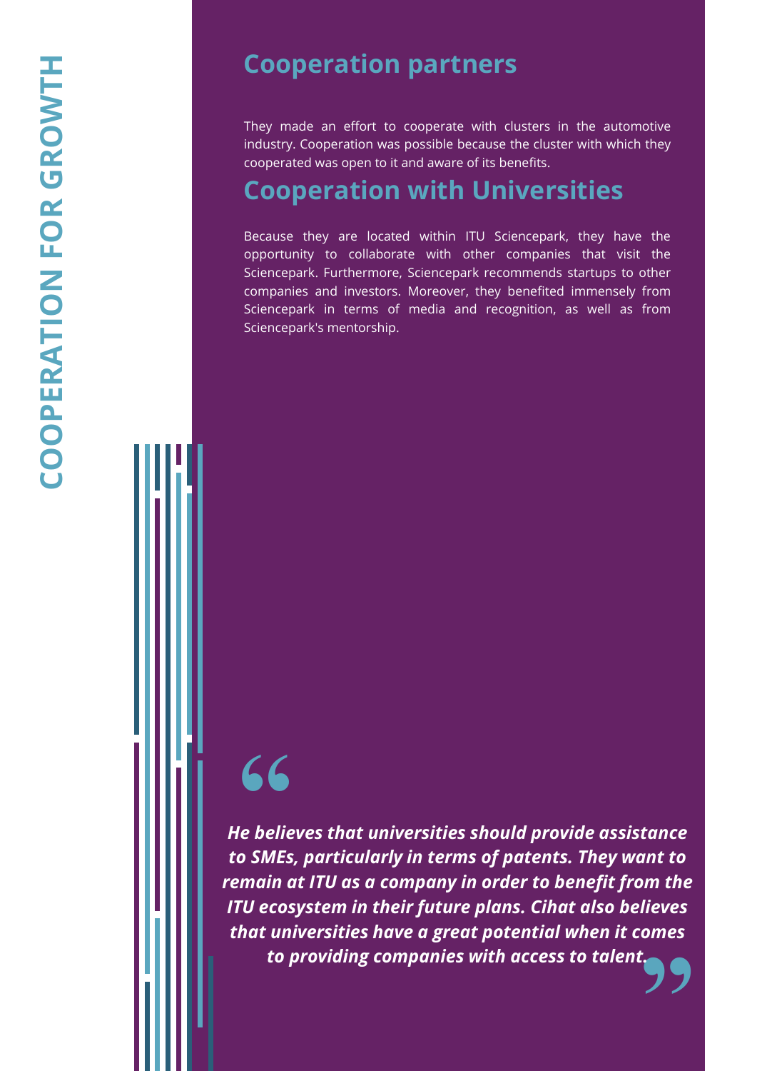## Cooperation partners

They made an effort to cooperate with clusters in the automotive industry. Cooperation was possible because the cluster with which they cooperated was open to it and aware of its benefits.

## Cooperation with Universities

Because they are located within ITU Sciencepark, they have the opportunity to collaborate with other companies that visit the Sciencepark. Furthermore, Sciencepark recommends startups to other companies and investors. Moreover, they benefited immensely from Sciencepark in terms of media and recognition, as well as from Sciencepark's mentorship.

> ***He believes that universities should provide assistance to SMEs, particularly in terms of patents. They want to remain at ITU as a company in order to benefit from the ITU ecosystem in their future plans. Cihat also believes that universities have a great potential when it comes to providing companies with access to talent.***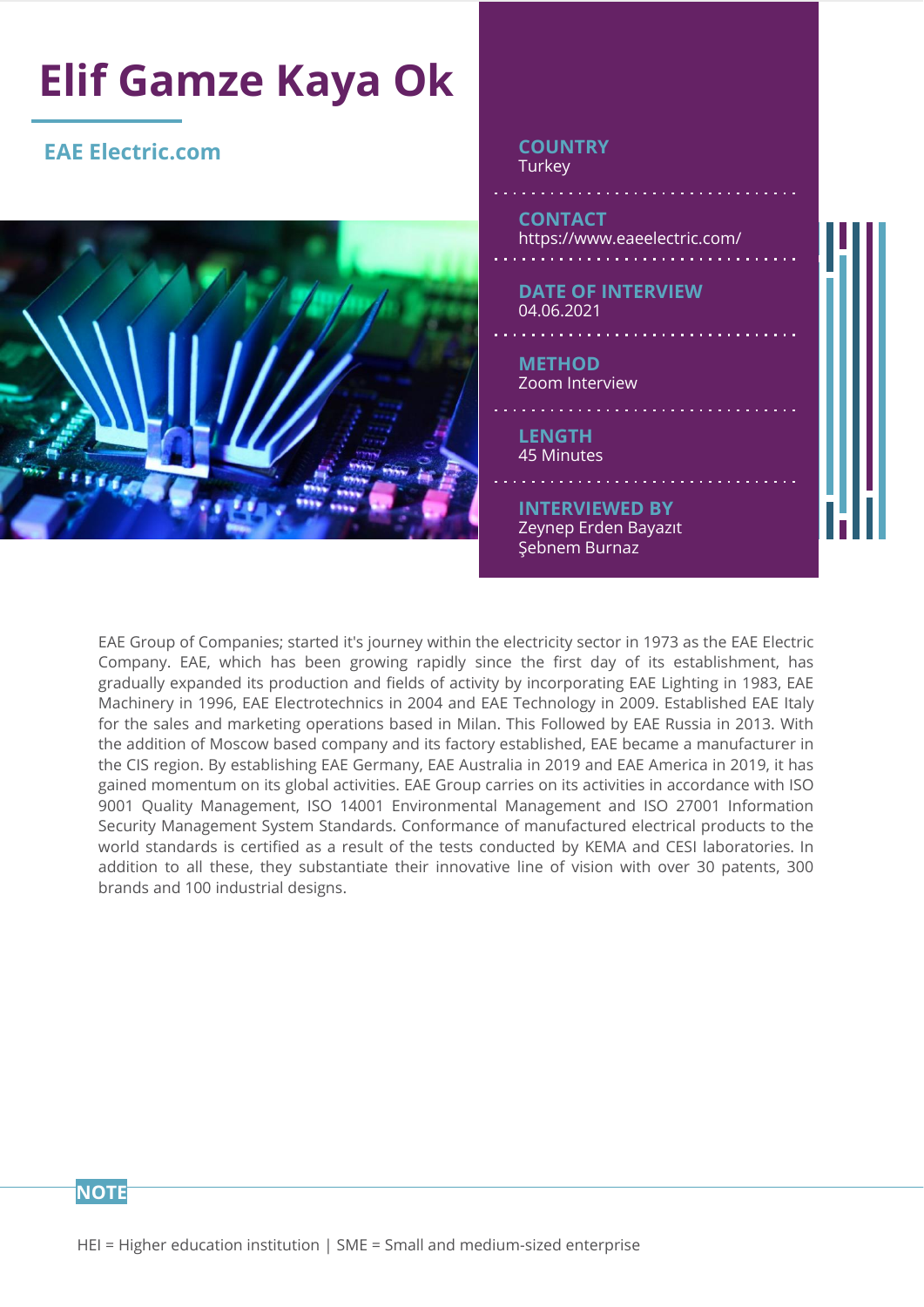# Elif Gamze Kaya Ok

## EAE Electric.com

**COUNTRY**
Turkey

**CONTACT**
https://www.eaeelectric.com/

**DATE OF INTERVIEW**
04.06.2021

**METHOD**
Zoom Interview

**LENGTH**
45 Minutes

**INTERVIEWED BY**
Zeynep Erden Bayazıt
Şebnem Burnaz

EAE Group of Companies; started it's journey within the electricity sector in 1973 as the EAE Electric Company. EAE, which has been growing rapidly since the first day of its establishment, has gradually expanded its production and fields of activity by incorporating EAE Lighting in 1983, EAE Machinery in 1996, EAE Electrotechnics in 2004 and EAE Technology in 2009. Established EAE Italy for the sales and marketing operations based in Milan. This Followed by EAE Russia in 2013. With the addition of Moscow based company and its factory established, EAE became a manufacturer in the CIS region. By establishing EAE Germany, EAE Australia in 2019 and EAE America in 2019, it has gained momentum on its global activities. EAE Group carries on its activities in accordance with ISO 9001 Quality Management, ISO 14001 Environmental Management and ISO 27001 Information Security Management System Standards. Conformance of manufactured electrical products to the world standards is certified as a result of the tests conducted by KEMA and CESI laboratories. In addition to all these, they substantiate their innovative line of vision with over 30 patents, 300 brands and 100 industrial designs.

**NOTE**

HEI = Higher education institution | SME = Small and medium-sized enterprise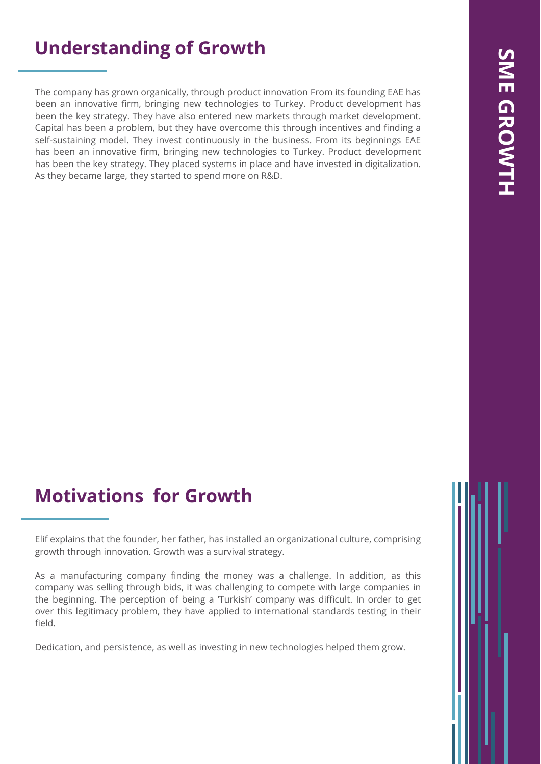## Understanding of Growth

The company has grown organically, through product innovation From its founding EAE has been an innovative firm, bringing new technologies to Turkey. Product development has been the key strategy. They have also entered new markets through market development. Capital has been a problem, but they have overcome this through incentives and finding a self-sustaining model. They invest continuously in the business. From its beginnings EAE has been an innovative firm, bringing new technologies to Turkey. Product development has been the key strategy. They placed systems in place and have invested in digitalization. As they became large, they started to spend more on R&D.

## Motivations for Growth

Elif explains that the founder, her father, has installed an organizational culture, comprising growth through innovation. Growth was a survival strategy.

As a manufacturing company finding the money was a challenge. In addition, as this company was selling through bids, it was challenging to compete with large companies in the beginning. The perception of being a 'Turkish' company was difficult. In order to get over this legitimacy problem, they have applied to international standards testing in their field.

Dedication, and persistence, as well as investing in new technologies helped them grow.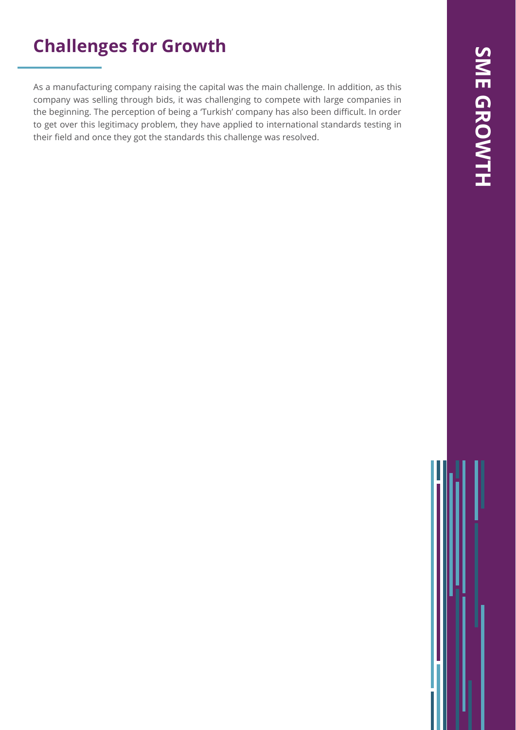## Challenges for Growth

As a manufacturing company raising the capital was the main challenge. In addition, as this company was selling through bids, it was challenging to compete with large companies in the beginning. The perception of being a 'Turkish' company has also been difficult. In order to get over this legitimacy problem, they have applied to international standards testing in their field and once they got the standards this challenge was resolved.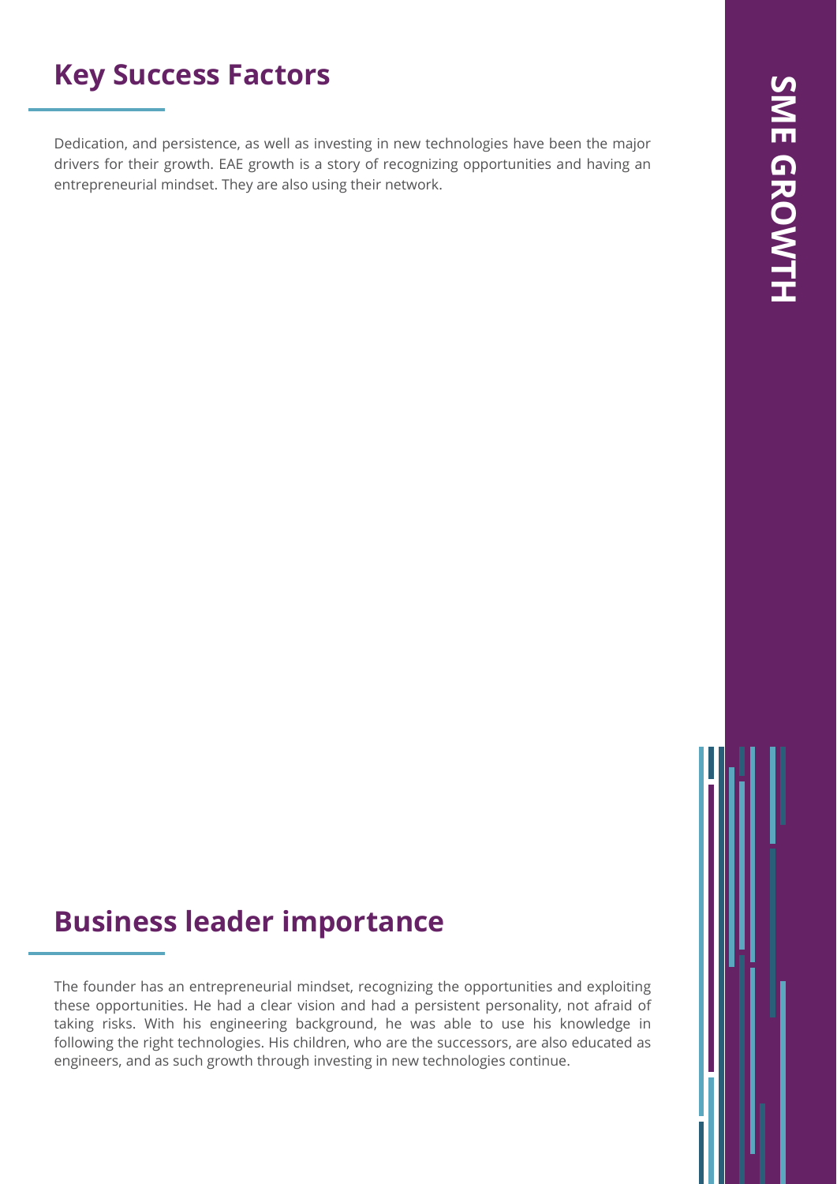## Key Success Factors

Dedication, and persistence, as well as investing in new technologies have been the major drivers for their growth. EAE growth is a story of recognizing opportunities and having an entrepreneurial mindset. They are also using their network.

## Business leader importance

The founder has an entrepreneurial mindset, recognizing the opportunities and exploiting these opportunities. He had a clear vision and had a persistent personality, not afraid of taking risks. With his engineering background, he was able to use his knowledge in following the right technologies. His children, who are the successors, are also educated as engineers, and as such growth through investing in new technologies continue.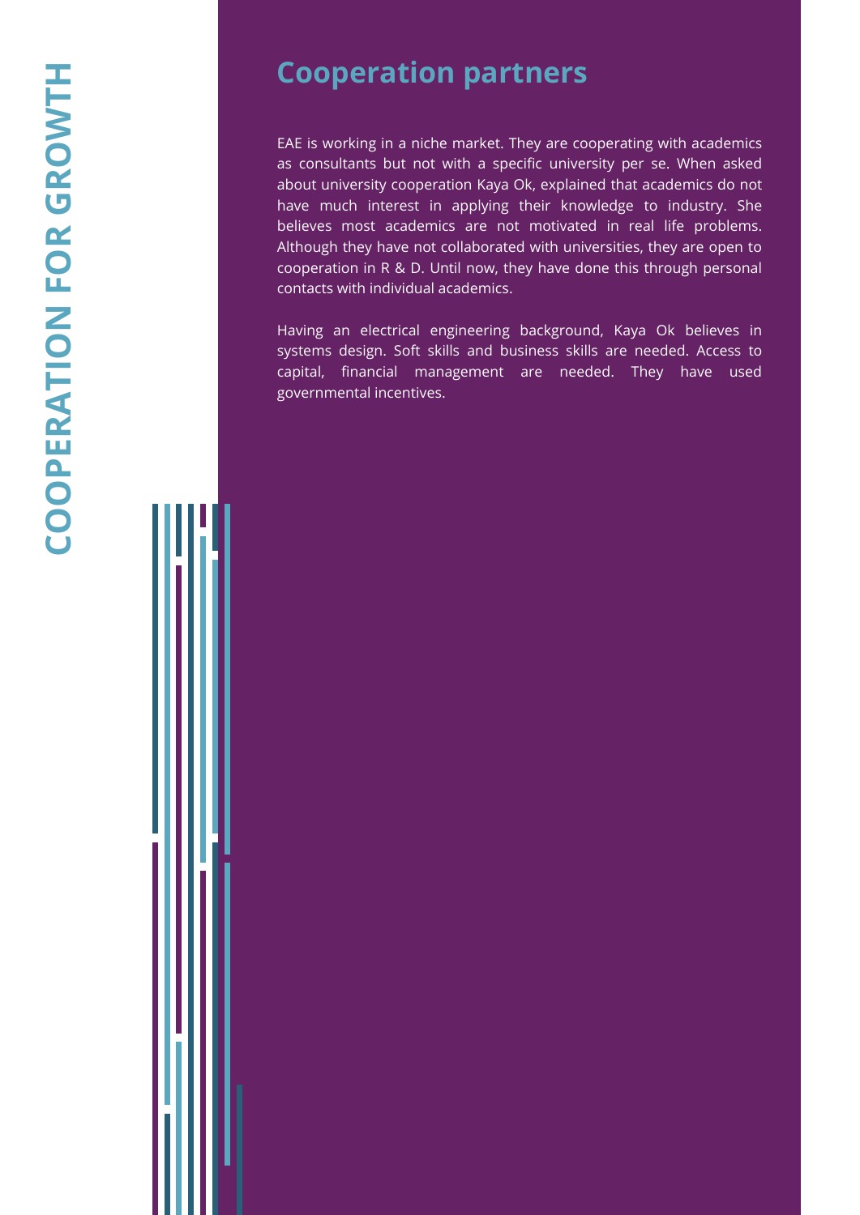## Cooperation partners

EAE is working in a niche market. They are cooperating with academics as consultants but not with a specific university per se. When asked about university cooperation Kaya Ok, explained that academics do not have much interest in applying their knowledge to industry. She believes most academics are not motivated in real life problems. Although they have not collaborated with universities, they are open to cooperation in R & D. Until now, they have done this through personal contacts with individual academics.

Having an electrical engineering background, Kaya Ok believes in systems design. Soft skills and business skills are needed. Access to capital, financial management are needed. They have used governmental incentives.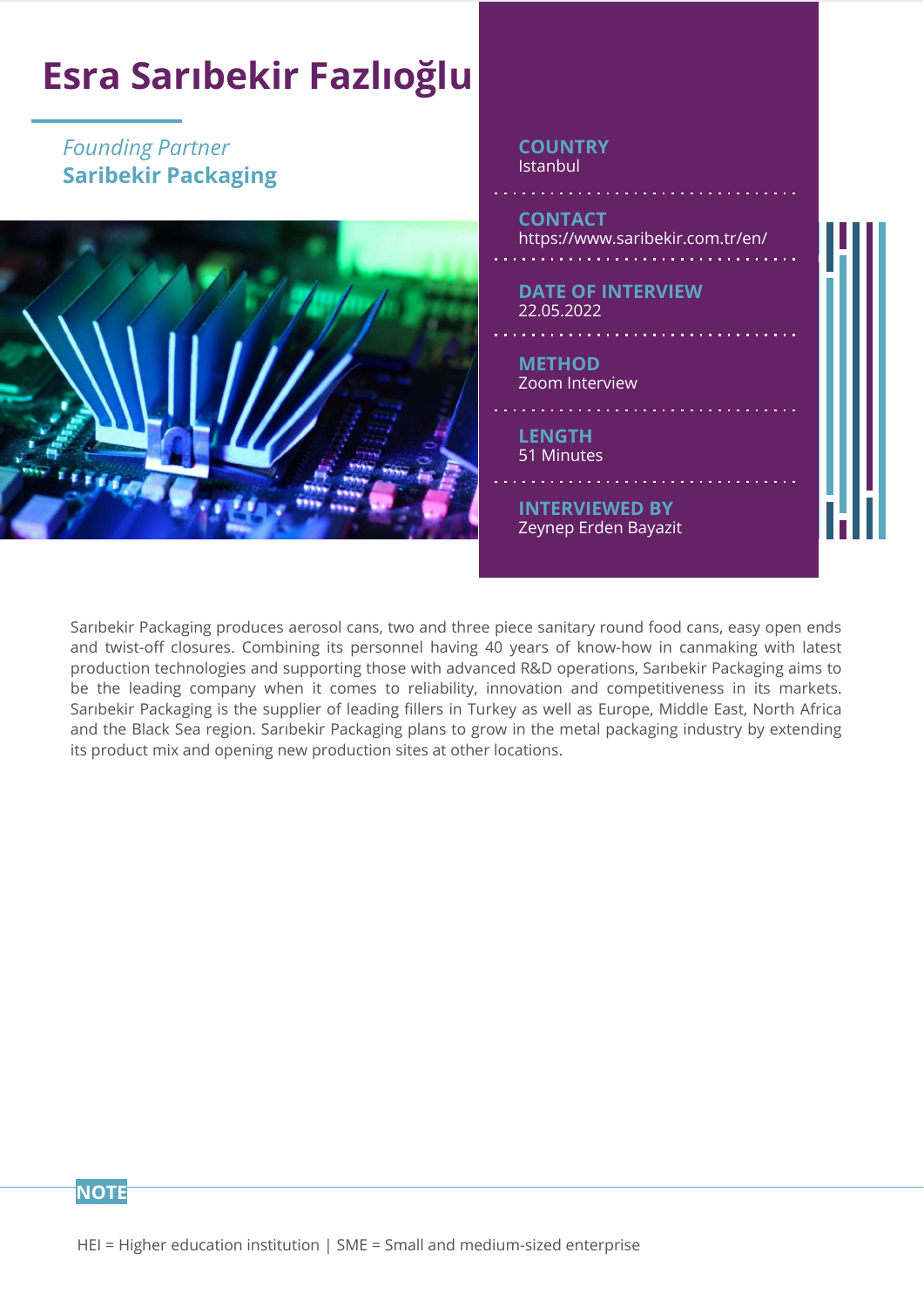# Esra Sarıbekir Fazlıoğlu

*Founding Partner*
**Saribekir Packaging**

**COUNTRY**
Istanbul

**CONTACT**
https://www.saribekir.com.tr/en/

**DATE OF INTERVIEW**
22.05.2022

**METHOD**
Zoom Interview

**LENGTH**
51 Minutes

**INTERVIEWED BY**
Zeynep Erden Bayazit

Sarıbekir Packaging produces aerosol cans, two and three piece sanitary round food cans, easy open ends and twist-off closures. Combining its personnel having 40 years of know-how in canmaking with latest production technologies and supporting those with advanced R&D operations, Sarıbekir Packaging aims to be the leading company when it comes to reliability, innovation and competitiveness in its markets. Sarıbekir Packaging is the supplier of leading fillers in Turkey as well as Europe, Middle East, North Africa and the Black Sea region. Sarıbekir Packaging plans to grow in the metal packaging industry by extending its product mix and opening new production sites at other locations.

**NOTE**

HEI = Higher education institution | SME = Small and medium-sized enterprise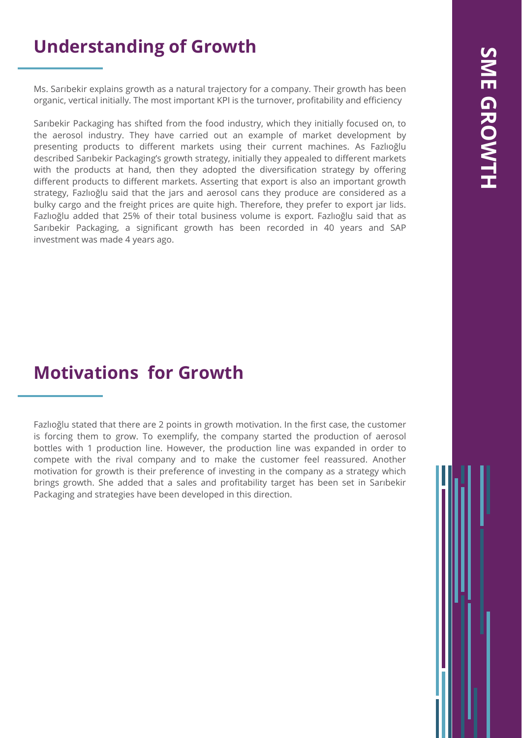## Understanding of Growth

Ms. Sarıbekir explains growth as a natural trajectory for a company. Their growth has been organic, vertical initially. The most important KPI is the turnover, profitability and efficiency

Sarıbekir Packaging has shifted from the food industry, which they initially focused on, to the aerosol industry. They have carried out an example of market development by presenting products to different markets using their current machines. As Fazlıoğlu described Sarıbekir Packaging's growth strategy, initially they appealed to different markets with the products at hand, then they adopted the diversification strategy by offering different products to different markets. Asserting that export is also an important growth strategy, Fazlıoğlu said that the jars and aerosol cans they produce are considered as a bulky cargo and the freight prices are quite high. Therefore, they prefer to export jar lids. Fazlıoğlu added that 25% of their total business volume is export. Fazlıoğlu said that as Sarıbekir Packaging, a significant growth has been recorded in 40 years and SAP investment was made 4 years ago.

## Motivations for Growth

Fazlıoğlu stated that there are 2 points in growth motivation. In the first case, the customer is forcing them to grow. To exemplify, the company started the production of aerosol bottles with 1 production line. However, the production line was expanded in order to compete with the rival company and to make the customer feel reassured. Another motivation for growth is their preference of investing in the company as a strategy which brings growth. She added that a sales and profitability target has been set in Sarıbekir Packaging and strategies have been developed in this direction.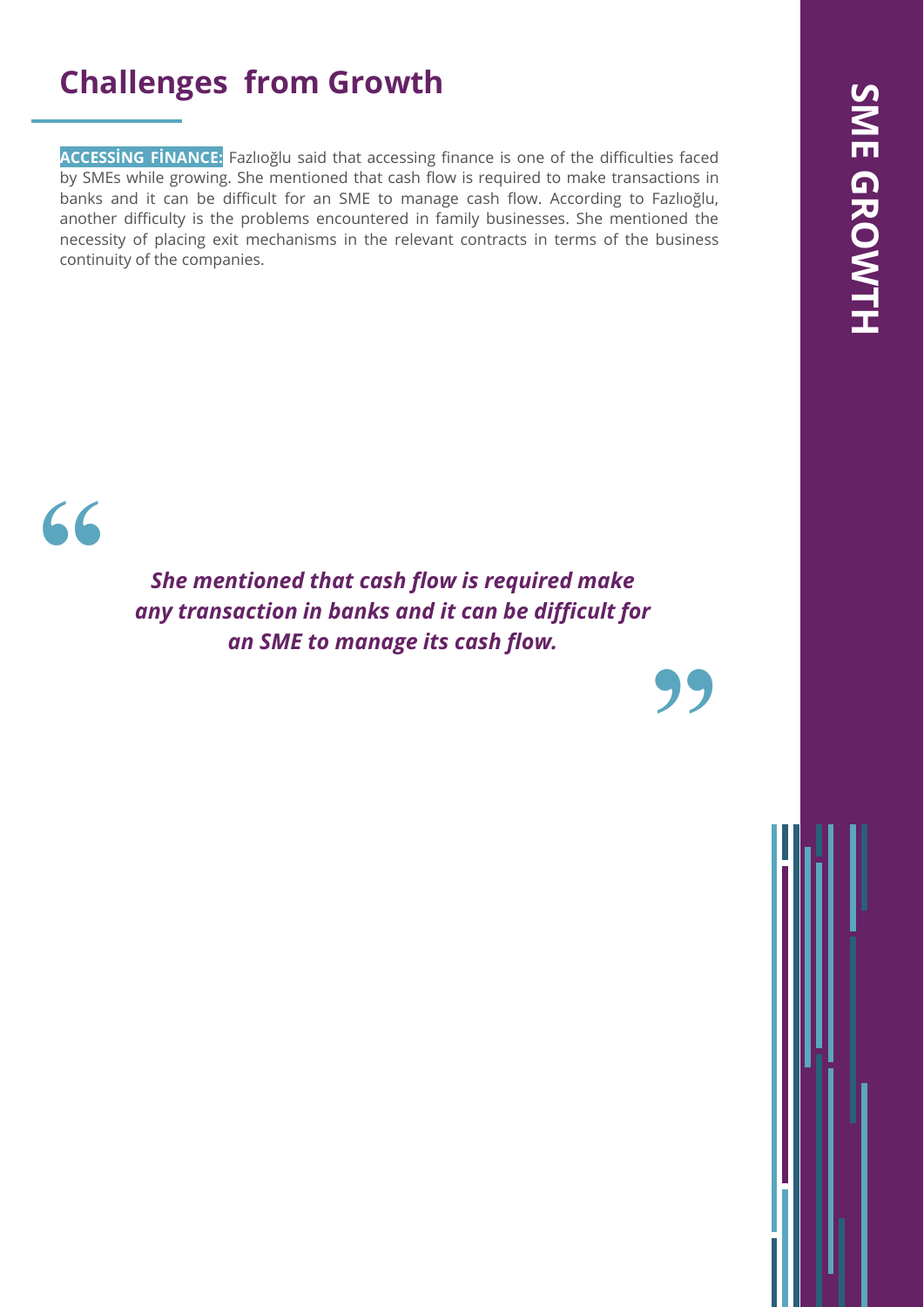## Challenges from Growth

**ACCESSİNG FİNANCE:** Fazlıoğlu said that accessing finance is one of the difficulties faced by SMEs while growing. She mentioned that cash flow is required to make transactions in banks and it can be difficult for an SME to manage cash flow. According to Fazlıoğlu, another difficulty is the problems encountered in family businesses. She mentioned the necessity of placing exit mechanisms in the relevant contracts in terms of the business continuity of the companies.

> ***She mentioned that cash flow is required make any transaction in banks and it can be difficult for an SME to manage its cash flow.***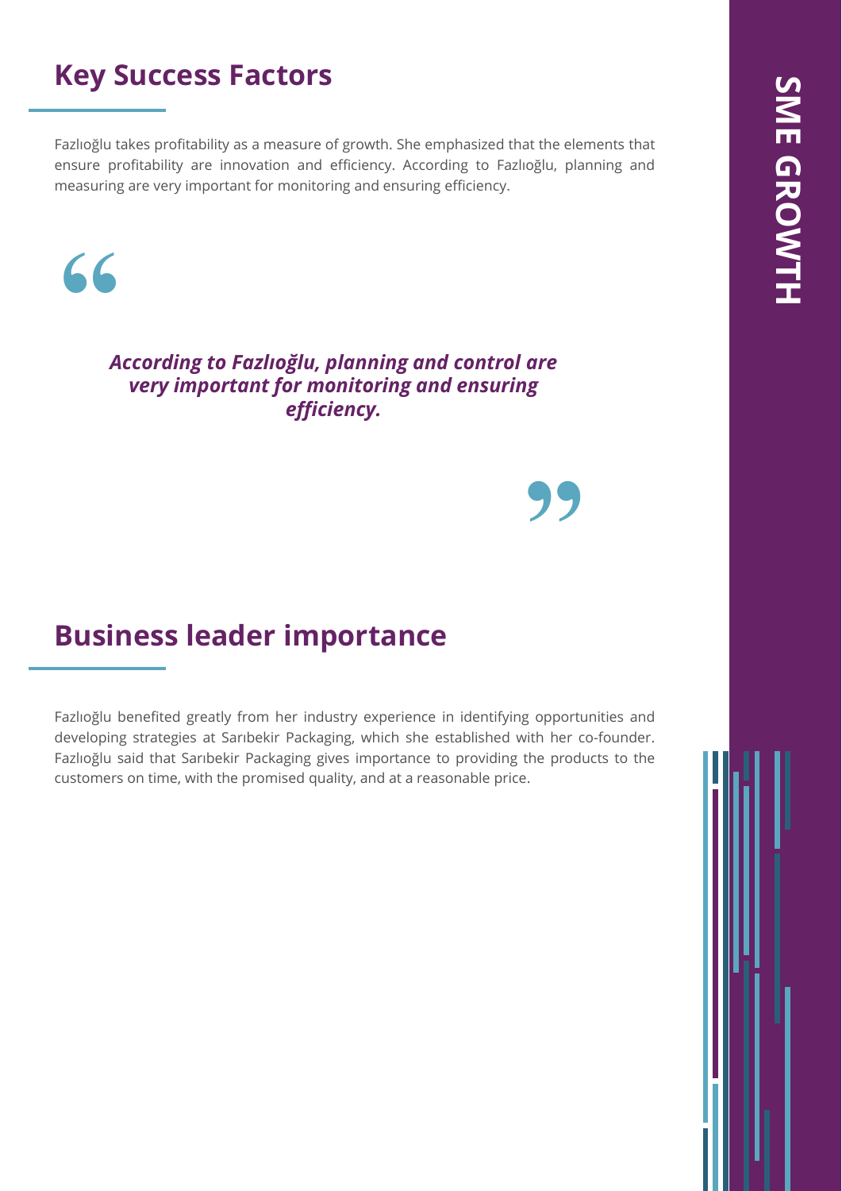## Key Success Factors

Fazlıoğlu takes profitability as a measure of growth. She emphasized that the elements that ensure profitability are innovation and efficiency. According to Fazlıoğlu, planning and measuring are very important for monitoring and ensuring efficiency.

> ***According to Fazlıoğlu, planning and control are very important for monitoring and ensuring efficiency.***

## Business leader importance

Fazlıoğlu benefited greatly from her industry experience in identifying opportunities and developing strategies at Sarıbekir Packaging, which she established with her co-founder. Fazlıoğlu said that Sarıbekir Packaging gives importance to providing the products to the customers on time, with the promised quality, and at a reasonable price.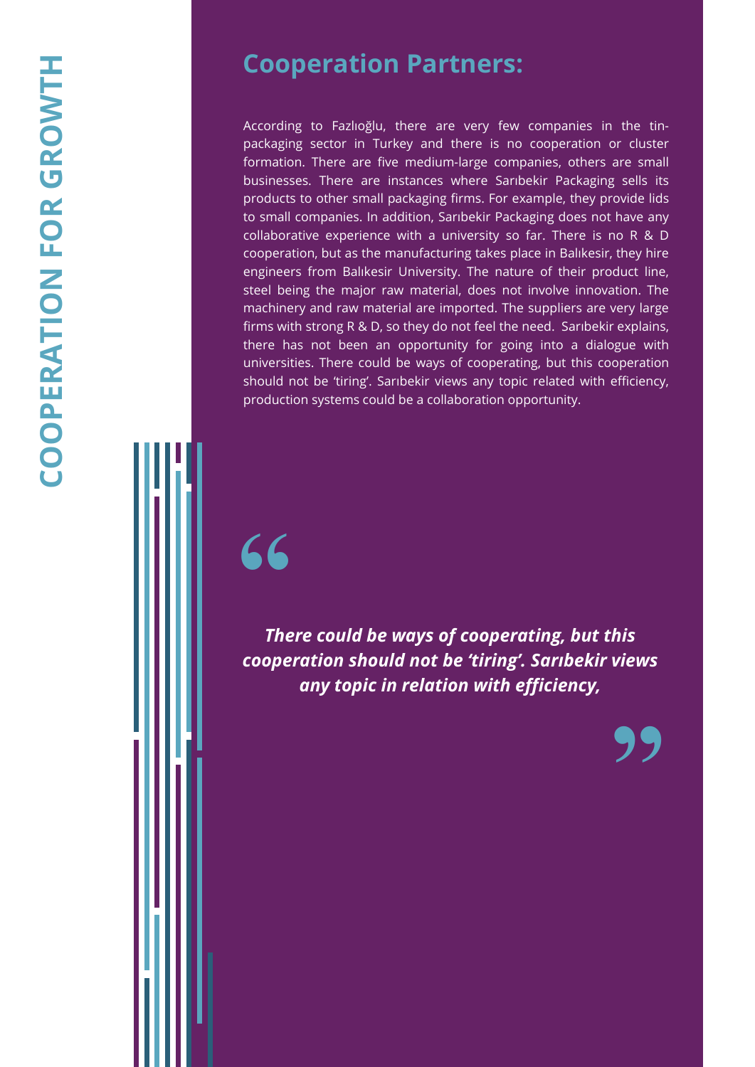## Cooperation Partners:

According to Fazlıoğlu, there are very few companies in the tin-packaging sector in Turkey and there is no cooperation or cluster formation. There are five medium-large companies, others are small businesses. There are instances where Sarıbekir Packaging sells its products to other small packaging firms. For example, they provide lids to small companies. In addition, Sarıbekir Packaging does not have any collaborative experience with a university so far. There is no R & D cooperation, but as the manufacturing takes place in Balıkesir, they hire engineers from Balıkesir University. The nature of their product line, steel being the major raw material, does not involve innovation. The machinery and raw material are imported. The suppliers are very large firms with strong R & D, so they do not feel the need. Sarıbekir explains, there has not been an opportunity for going into a dialogue with universities. There could be ways of cooperating, but this cooperation should not be 'tiring'. Sarıbekir views any topic related with efficiency, production systems could be a collaboration opportunity.

> ***There could be ways of cooperating, but this cooperation should not be 'tiring'. Sarıbekir views any topic in relation with efficiency,***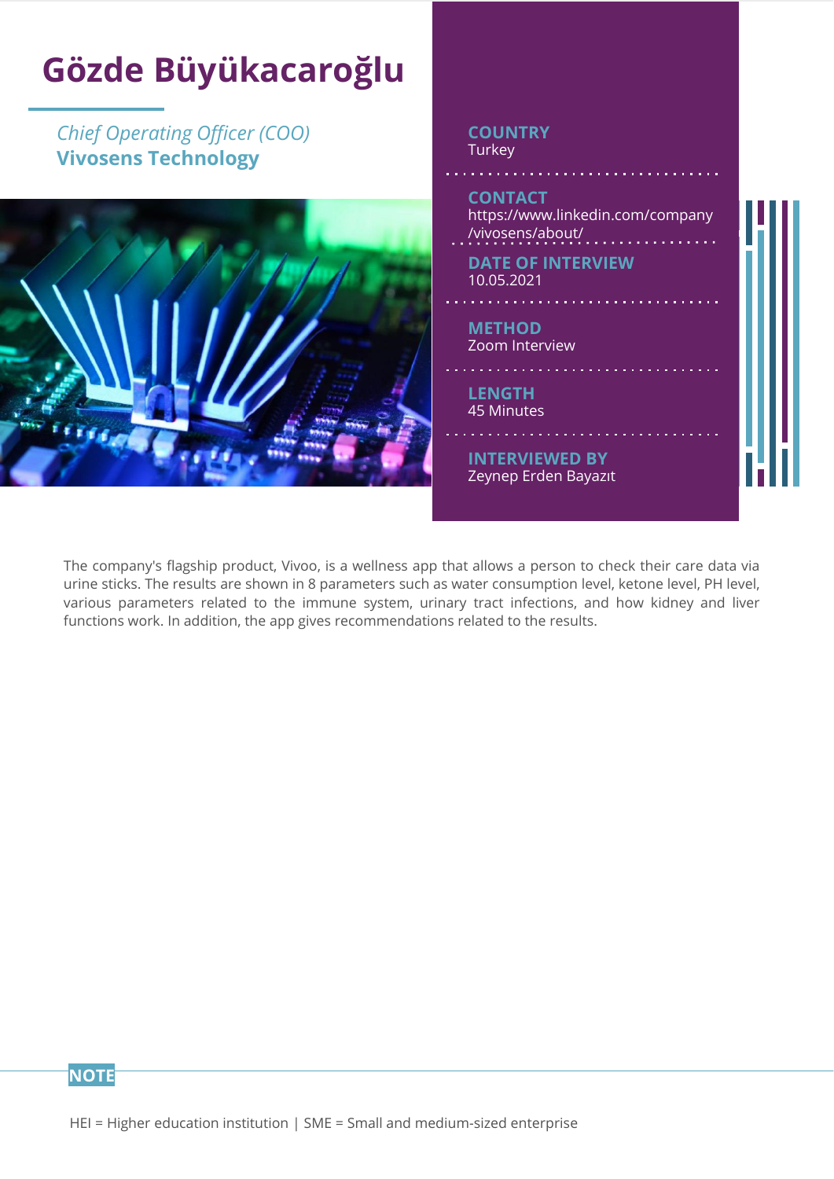# Gözde Büyükacaroğlu

*Chief Operating Officer (COO)*
**Vivosens Technology**

**COUNTRY**
Turkey

**CONTACT**
https://www.linkedin.com/company/vivosens/about/

**DATE OF INTERVIEW**
10.05.2021

**METHOD**
Zoom Interview

**LENGTH**
45 Minutes

**INTERVIEWED BY**
Zeynep Erden Bayazıt

The company's flagship product, Vivoo, is a wellness app that allows a person to check their care data via urine sticks. The results are shown in 8 parameters such as water consumption level, ketone level, PH level, various parameters related to the immune system, urinary tract infections, and how kidney and liver functions work. In addition, the app gives recommendations related to the results.

**NOTE**

HEI = Higher education institution | SME = Small and medium-sized enterprise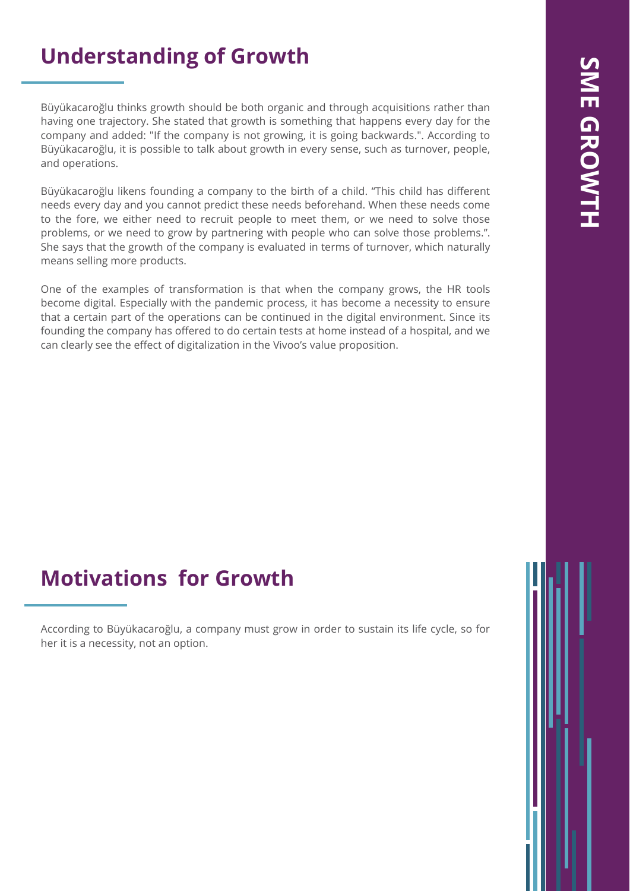## Understanding of Growth

Büyükacaroğlu thinks growth should be both organic and through acquisitions rather than having one trajectory. She stated that growth is something that happens every day for the company and added: "If the company is not growing, it is going backwards.". According to Büyükacaroğlu, it is possible to talk about growth in every sense, such as turnover, people, and operations.

Büyükacaroğlu likens founding a company to the birth of a child. "This child has different needs every day and you cannot predict these needs beforehand. When these needs come to the fore, we either need to recruit people to meet them, or we need to solve those problems, or we need to grow by partnering with people who can solve those problems.". She says that the growth of the company is evaluated in terms of turnover, which naturally means selling more products.

One of the examples of transformation is that when the company grows, the HR tools become digital. Especially with the pandemic process, it has become a necessity to ensure that a certain part of the operations can be continued in the digital environment. Since its founding the company has offered to do certain tests at home instead of a hospital, and we can clearly see the effect of digitalization in the Vivoo's value proposition.

## Motivations for Growth

According to Büyükacaroğlu, a company must grow in order to sustain its life cycle, so for her it is a necessity, not an option.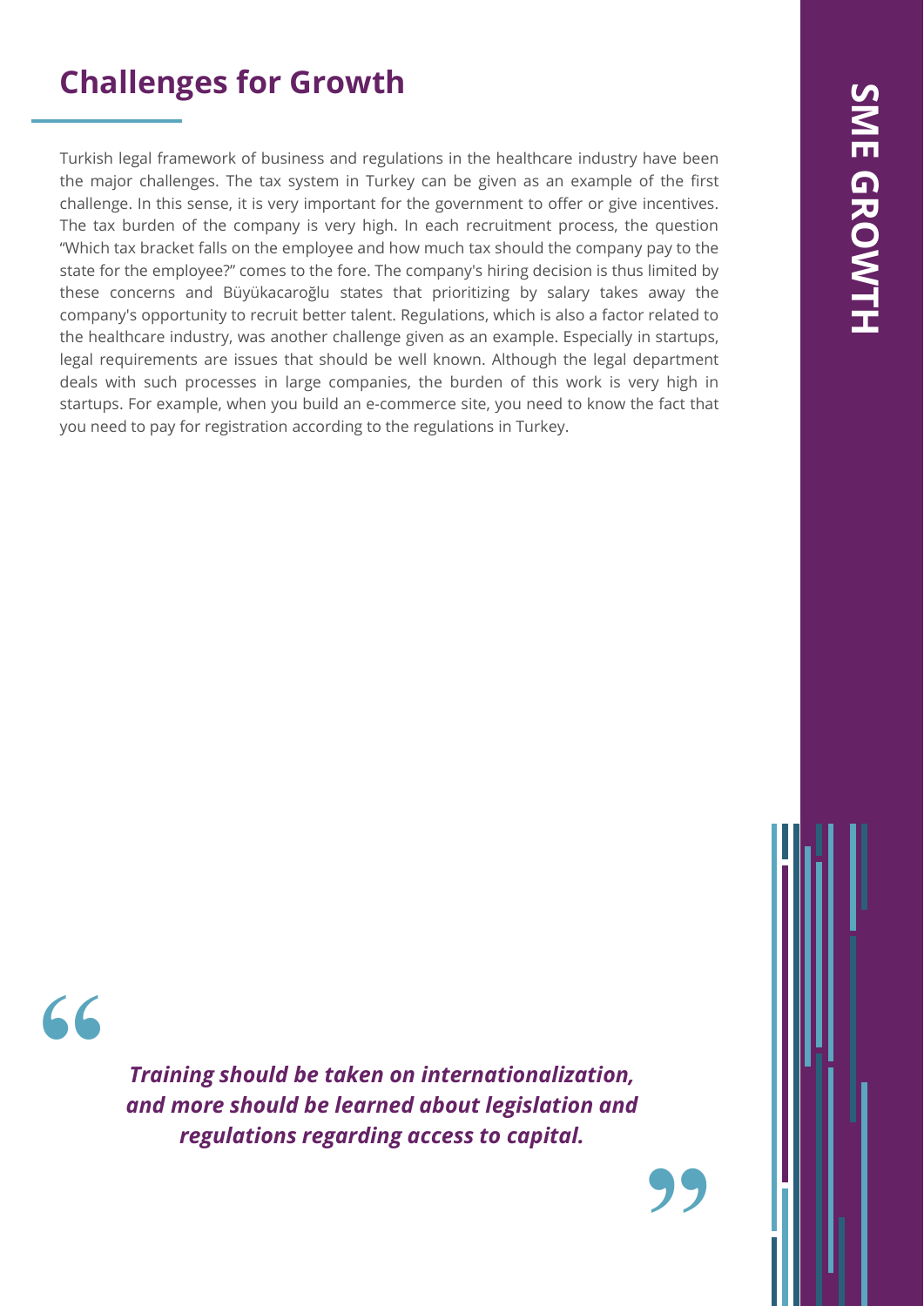## Challenges for Growth

Turkish legal framework of business and regulations in the healthcare industry have been the major challenges. The tax system in Turkey can be given as an example of the first challenge. In this sense, it is very important for the government to offer or give incentives. The tax burden of the company is very high. In each recruitment process, the question "Which tax bracket falls on the employee and how much tax should the company pay to the state for the employee?" comes to the fore. The company's hiring decision is thus limited by these concerns and Büyükacaroğlu states that prioritizing by salary takes away the company's opportunity to recruit better talent. Regulations, which is also a factor related to the healthcare industry, was another challenge given as an example. Especially in startups, legal requirements are issues that should be well known. Although the legal department deals with such processes in large companies, the burden of this work is very high in startups. For example, when you build an e-commerce site, you need to know the fact that you need to pay for registration according to the regulations in Turkey.

> ***Training should be taken on internationalization, and more should be learned about legislation and regulations regarding access to capital.***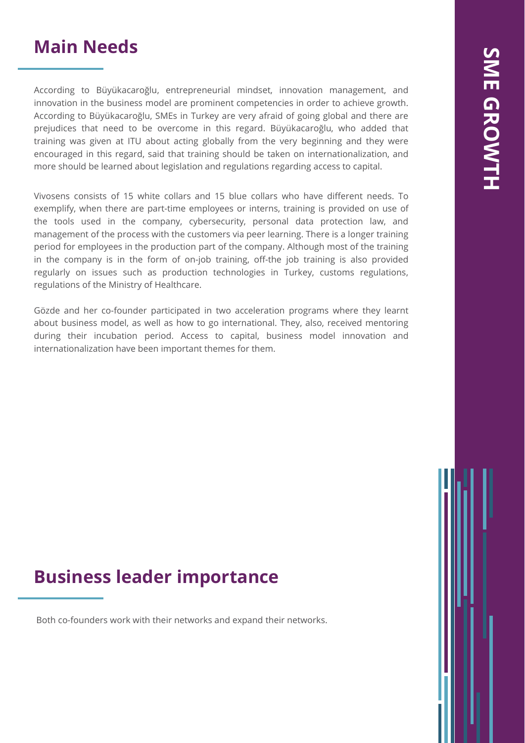## Main Needs

According to Büyükacaroğlu, entrepreneurial mindset, innovation management, and innovation in the business model are prominent competencies in order to achieve growth. According to Büyükacaroğlu, SMEs in Turkey are very afraid of going global and there are prejudices that need to be overcome in this regard. Büyükacaroğlu, who added that training was given at ITU about acting globally from the very beginning and they were encouraged in this regard, said that training should be taken on internationalization, and more should be learned about legislation and regulations regarding access to capital.

Vivosens consists of 15 white collars and 15 blue collars who have different needs. To exemplify, when there are part-time employees or interns, training is provided on use of the tools used in the company, cybersecurity, personal data protection law, and management of the process with the customers via peer learning. There is a longer training period for employees in the production part of the company. Although most of the training in the company is in the form of on-job training, off-the job training is also provided regularly on issues such as production technologies in Turkey, customs regulations, regulations of the Ministry of Healthcare.

Gözde and her co-founder participated in two acceleration programs where they learnt about business model, as well as how to go international. They, also, received mentoring during their incubation period. Access to capital, business model innovation and internationalization have been important themes for them.

## Business leader importance

Both co-founders work with their networks and expand their networks.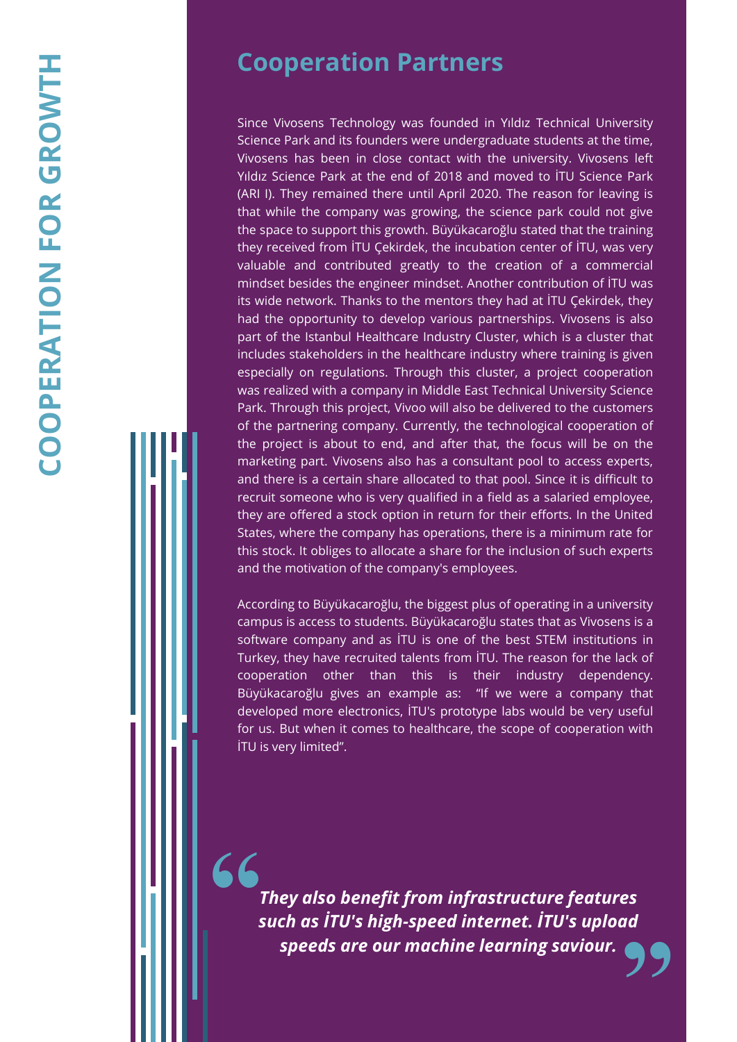## Cooperation Partners

Since Vivosens Technology was founded in Yıldız Technical University Science Park and its founders were undergraduate students at the time, Vivosens has been in close contact with the university. Vivosens left Yıldız Science Park at the end of 2018 and moved to İTU Science Park (ARI I). They remained there until April 2020. The reason for leaving is that while the company was growing, the science park could not give the space to support this growth. Büyükacaroğlu stated that the training they received from İTU Çekirdek, the incubation center of İTU, was very valuable and contributed greatly to the creation of a commercial mindset besides the engineer mindset. Another contribution of İTU was its wide network. Thanks to the mentors they had at İTU Çekirdek, they had the opportunity to develop various partnerships. Vivosens is also part of the Istanbul Healthcare Industry Cluster, which is a cluster that includes stakeholders in the healthcare industry where training is given especially on regulations. Through this cluster, a project cooperation was realized with a company in Middle East Technical University Science Park. Through this project, Vivoo will also be delivered to the customers of the partnering company. Currently, the technological cooperation of the project is about to end, and after that, the focus will be on the marketing part. Vivosens also has a consultant pool to access experts, and there is a certain share allocated to that pool. Since it is difficult to recruit someone who is very qualified in a field as a salaried employee, they are offered a stock option in return for their efforts. In the United States, where the company has operations, there is a minimum rate for this stock. It obliges to allocate a share for the inclusion of such experts and the motivation of the company's employees.

According to Büyükacaroğlu, the biggest plus of operating in a university campus is access to students. Büyükacaroğlu states that as Vivosens is a software company and as İTU is one of the best STEM institutions in Turkey, they have recruited talents from İTU. The reason for the lack of cooperation other than this is their industry dependency. Büyükacaroğlu gives an example as: "If we were a company that developed more electronics, İTU's prototype labs would be very useful for us. But when it comes to healthcare, the scope of cooperation with İTU is very limited".

> ***They also benefit from infrastructure features such as İTU's high-speed internet. İTU's upload speeds are our machine learning saviour.***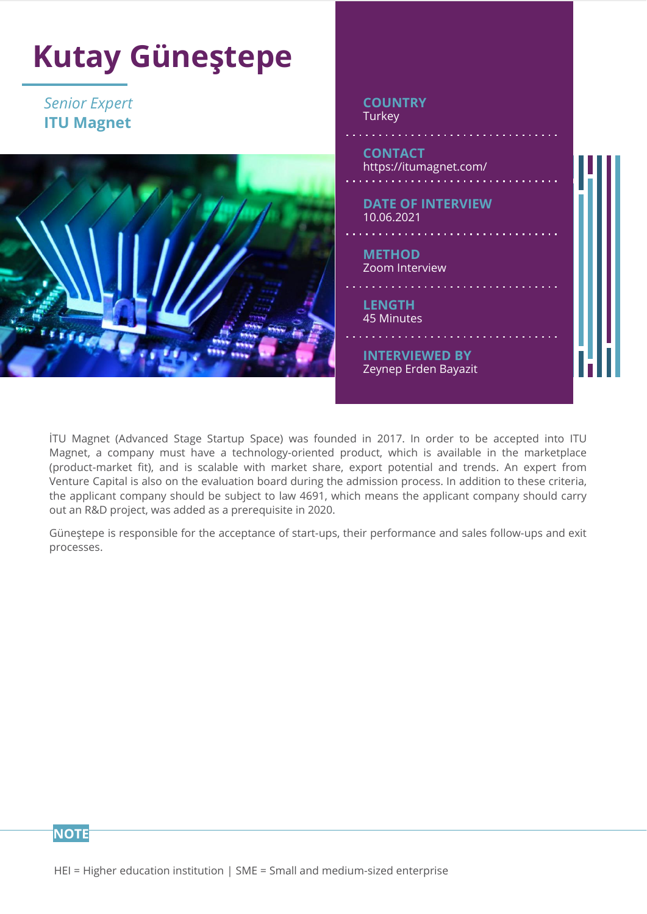# Kutay Güneştepe

*Senior Expert*
**ITU Magnet**

**COUNTRY**
Turkey

**CONTACT**
https://itumagnet.com/

**DATE OF INTERVIEW**
10.06.2021

**METHOD**
Zoom Interview

**LENGTH**
45 Minutes

**INTERVIEWED BY**
Zeynep Erden Bayazit

İTU Magnet (Advanced Stage Startup Space) was founded in 2017. In order to be accepted into ITU Magnet, a company must have a technology-oriented product, which is available in the marketplace (product-market fit), and is scalable with market share, export potential and trends. An expert from Venture Capital is also on the evaluation board during the admission process. In addition to these criteria, the applicant company should be subject to law 4691, which means the applicant company should carry out an R&D project, was added as a prerequisite in 2020.

Güneştepe is responsible for the acceptance of start-ups, their performance and sales follow-ups and exit processes.

**NOTE**

HEI = Higher education institution | SME = Small and medium-sized enterprise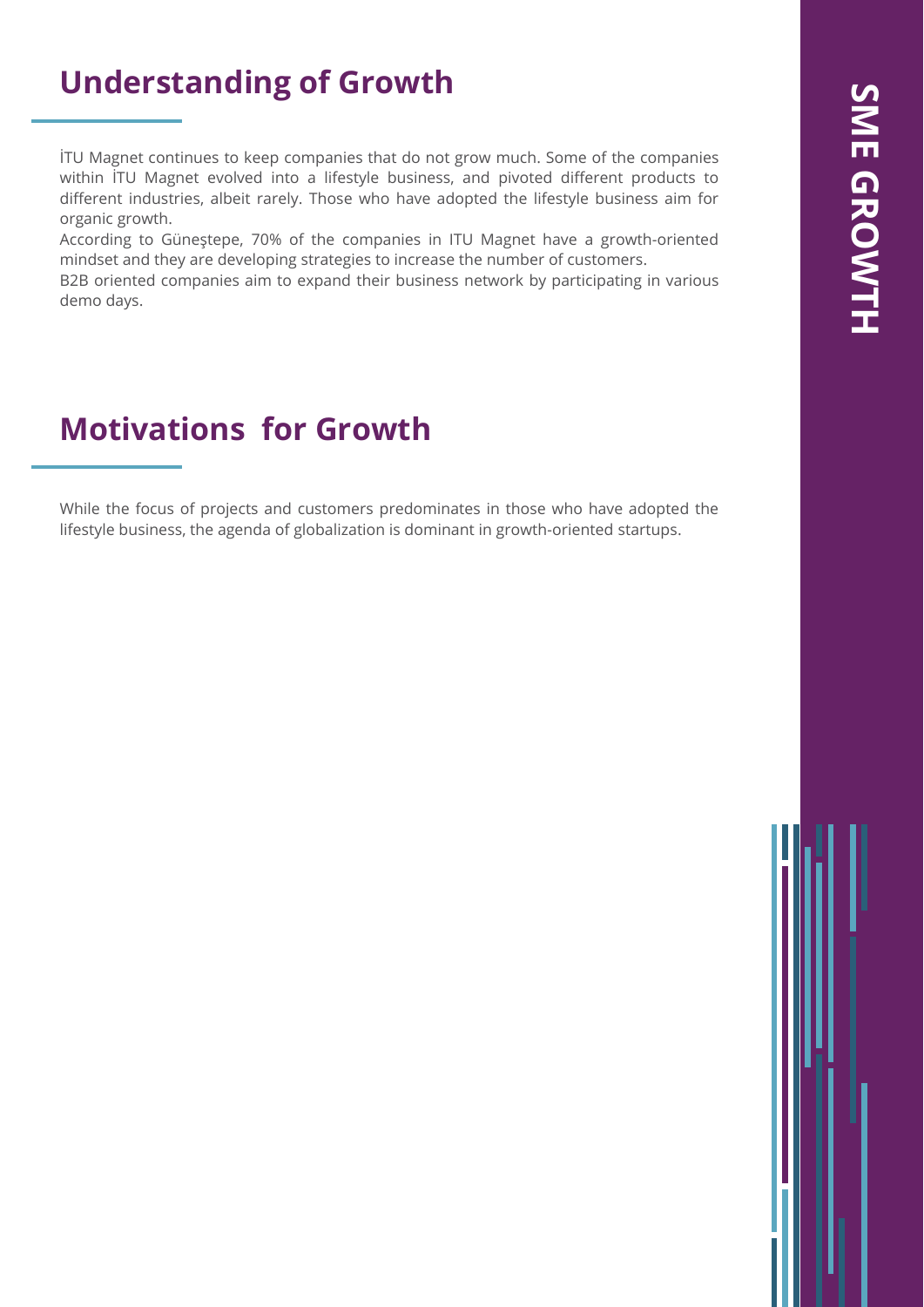## Understanding of Growth

İTU Magnet continues to keep companies that do not grow much. Some of the companies within İTU Magnet evolved into a lifestyle business, and pivoted different products to different industries, albeit rarely. Those who have adopted the lifestyle business aim for organic growth.

According to Güneştepe, 70% of the companies in ITU Magnet have a growth-oriented mindset and they are developing strategies to increase the number of customers.

B2B oriented companies aim to expand their business network by participating in various demo days.

## Motivations for Growth

While the focus of projects and customers predominates in those who have adopted the lifestyle business, the agenda of globalization is dominant in growth-oriented startups.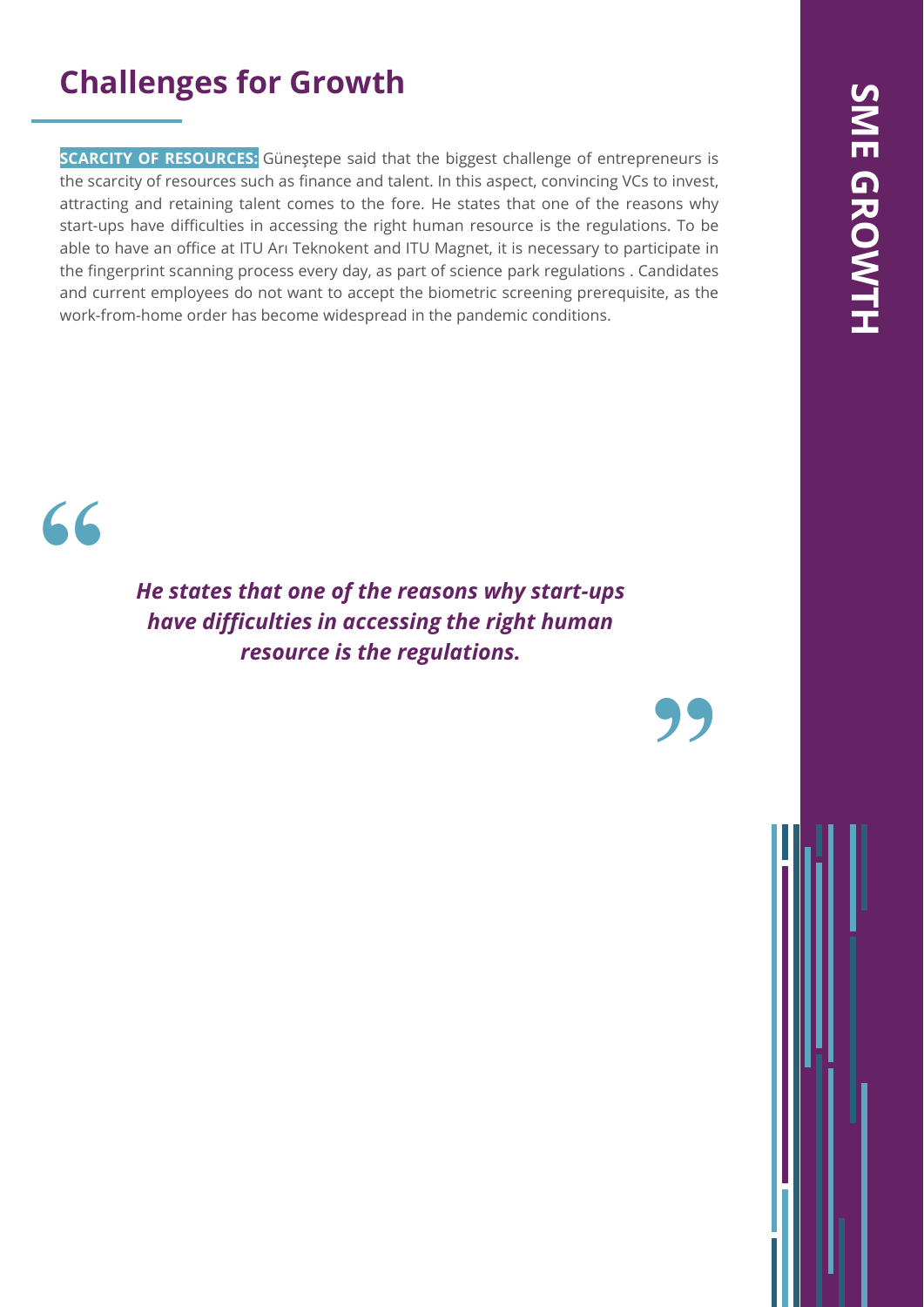## Challenges for Growth

**SCARCITY OF RESOURCES:** Güneştepe said that the biggest challenge of entrepreneurs is the scarcity of resources such as finance and talent. In this aspect, convincing VCs to invest, attracting and retaining talent comes to the fore. He states that one of the reasons why start-ups have difficulties in accessing the right human resource is the regulations. To be able to have an office at ITU Arı Teknokent and ITU Magnet, it is necessary to participate in the fingerprint scanning process every day, as part of science park regulations . Candidates and current employees do not want to accept the biometric screening prerequisite, as the work-from-home order has become widespread in the pandemic conditions.

> ***He states that one of the reasons why start-ups have difficulties in accessing the right human resource is the regulations.***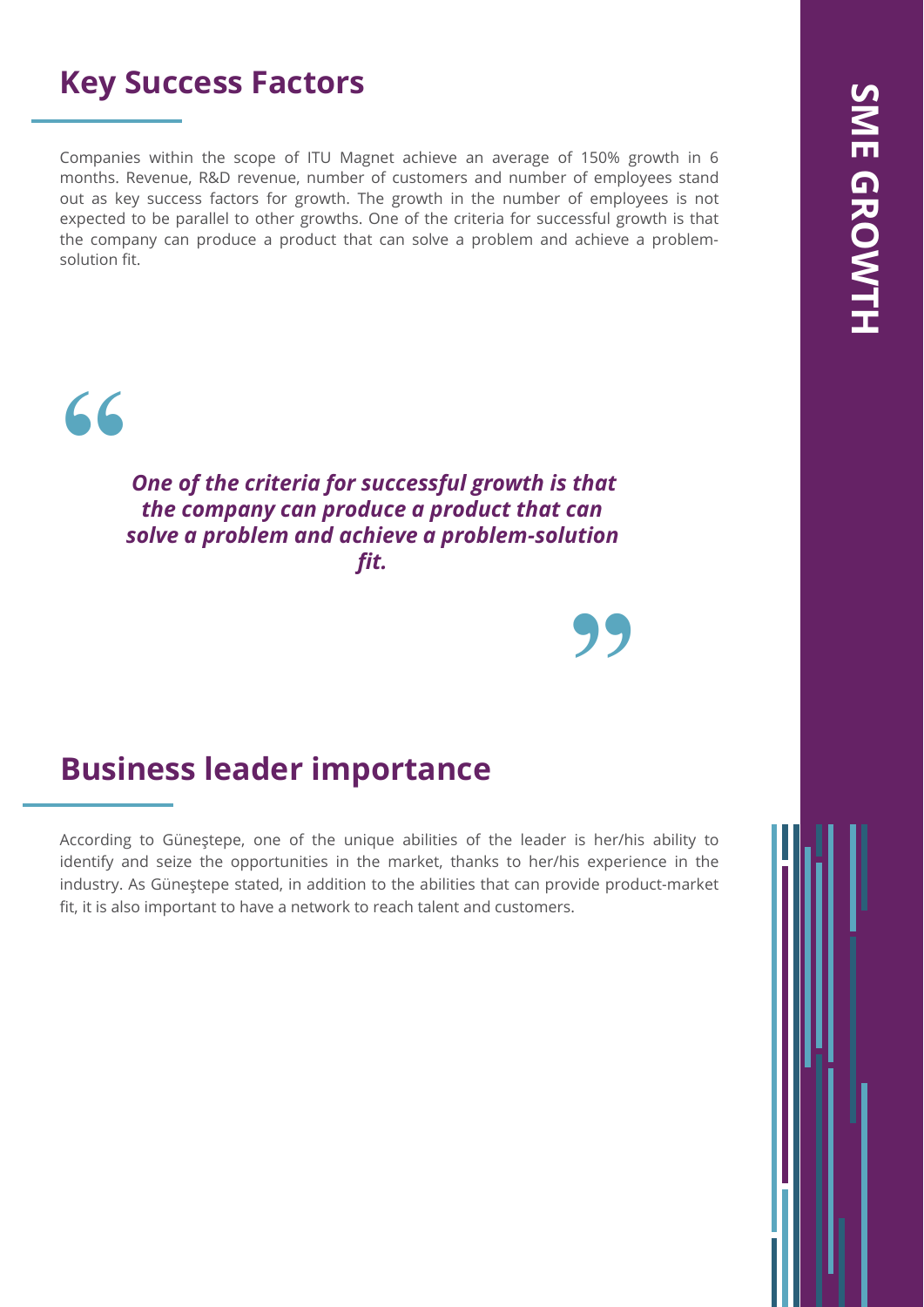## Key Success Factors

Companies within the scope of ITU Magnet achieve an average of 150% growth in 6 months. Revenue, R&D revenue, number of customers and number of employees stand out as key success factors for growth. The growth in the number of employees is not expected to be parallel to other growths. One of the criteria for successful growth is that the company can produce a product that can solve a problem and achieve a problem-solution fit.

> ***One of the criteria for successful growth is that the company can produce a product that can solve a problem and achieve a problem-solution fit.***

## Business leader importance

According to Güneştepe, one of the unique abilities of the leader is her/his ability to identify and seize the opportunities in the market, thanks to her/his experience in the industry. As Güneştepe stated, in addition to the abilities that can provide product-market fit, it is also important to have a network to reach talent and customers.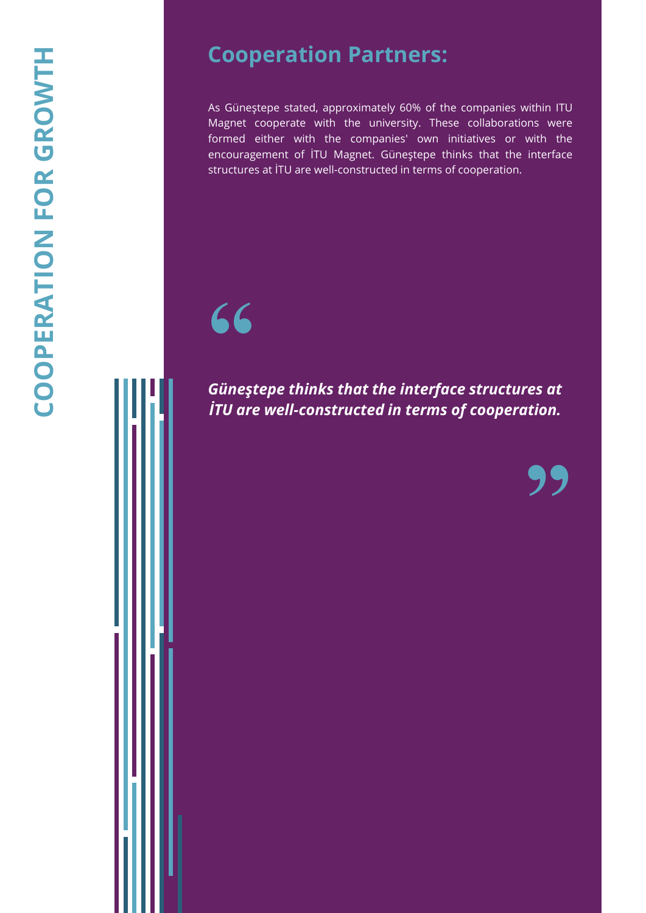## Cooperation Partners:

As Güneştepe stated, approximately 60% of the companies within ITU Magnet cooperate with the university. These collaborations were formed either with the companies' own initiatives or with the encouragement of İTU Magnet. Güneştepe thinks that the interface structures at İTU are well-constructed in terms of cooperation.

> ***Güneştepe thinks that the interface structures at İTU are well-constructed in terms of cooperation.***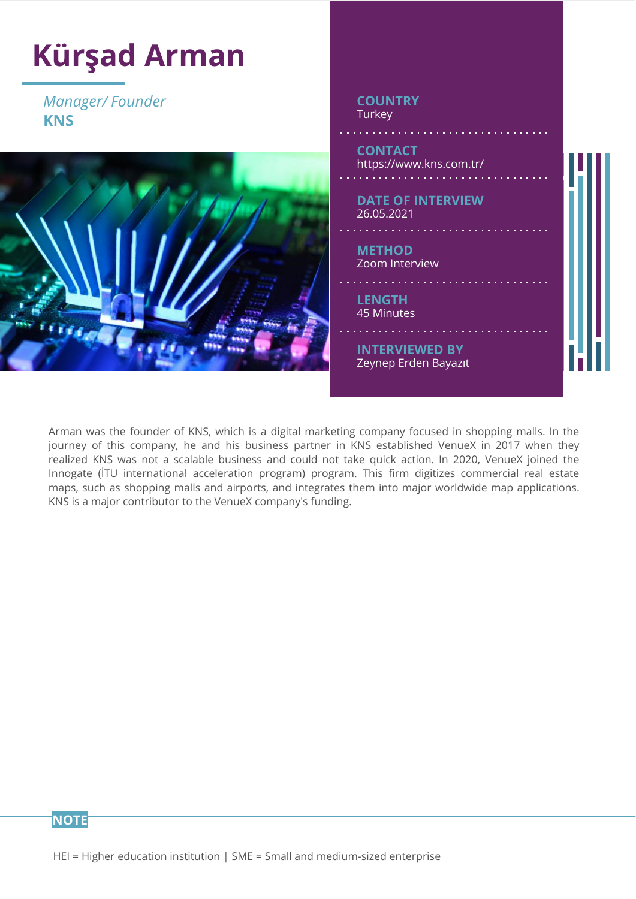# Kürşad Arman

*Manager/ Founder*
**KNS**

**COUNTRY**
Turkey

**CONTACT**
https://www.kns.com.tr/

**DATE OF INTERVIEW**
26.05.2021

**METHOD**
Zoom Interview

**LENGTH**
45 Minutes

**INTERVIEWED BY**
Zeynep Erden Bayazıt

Arman was the founder of KNS, which is a digital marketing company focused in shopping malls. In the journey of this company, he and his business partner in KNS established VenueX in 2017 when they realized KNS was not a scalable business and could not take quick action. In 2020, VenueX joined the Innogate (İTU international acceleration program) program. This firm digitizes commercial real estate maps, such as shopping malls and airports, and integrates them into major worldwide map applications. KNS is a major contributor to the VenueX company's funding.

**NOTE**

HEI = Higher education institution | SME = Small and medium-sized enterprise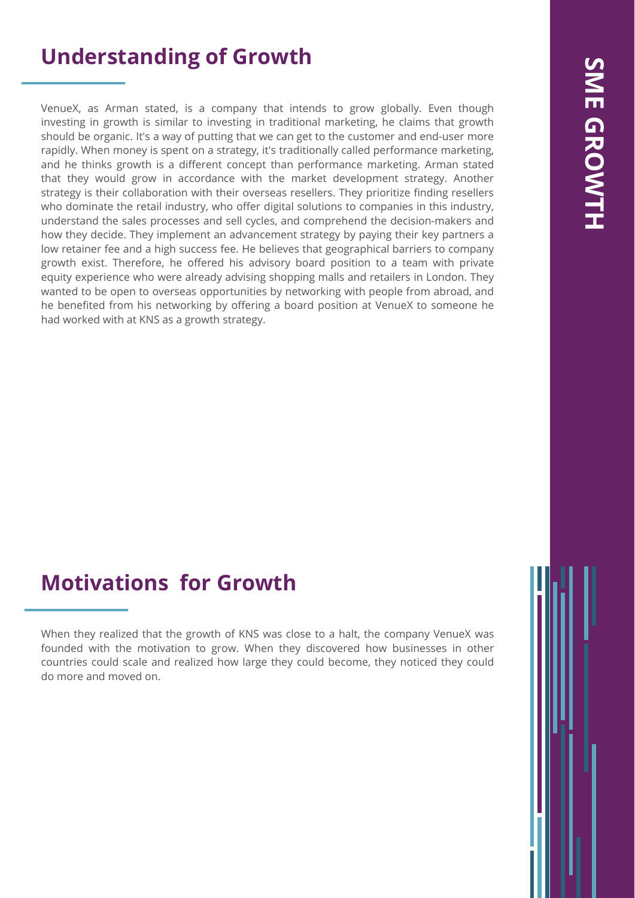## Understanding of Growth

VenueX, as Arman stated, is a company that intends to grow globally. Even though investing in growth is similar to investing in traditional marketing, he claims that growth should be organic. It's a way of putting that we can get to the customer and end-user more rapidly. When money is spent on a strategy, it's traditionally called performance marketing, and he thinks growth is a different concept than performance marketing. Arman stated that they would grow in accordance with the market development strategy. Another strategy is their collaboration with their overseas resellers. They prioritize finding resellers who dominate the retail industry, who offer digital solutions to companies in this industry, understand the sales processes and sell cycles, and comprehend the decision-makers and how they decide. They implement an advancement strategy by paying their key partners a low retainer fee and a high success fee. He believes that geographical barriers to company growth exist. Therefore, he offered his advisory board position to a team with private equity experience who were already advising shopping malls and retailers in London. They wanted to be open to overseas opportunities by networking with people from abroad, and he benefited from his networking by offering a board position at VenueX to someone he had worked with at KNS as a growth strategy.

## Motivations for Growth

When they realized that the growth of KNS was close to a halt, the company VenueX was founded with the motivation to grow. When they discovered how businesses in other countries could scale and realized how large they could become, they noticed they could do more and moved on.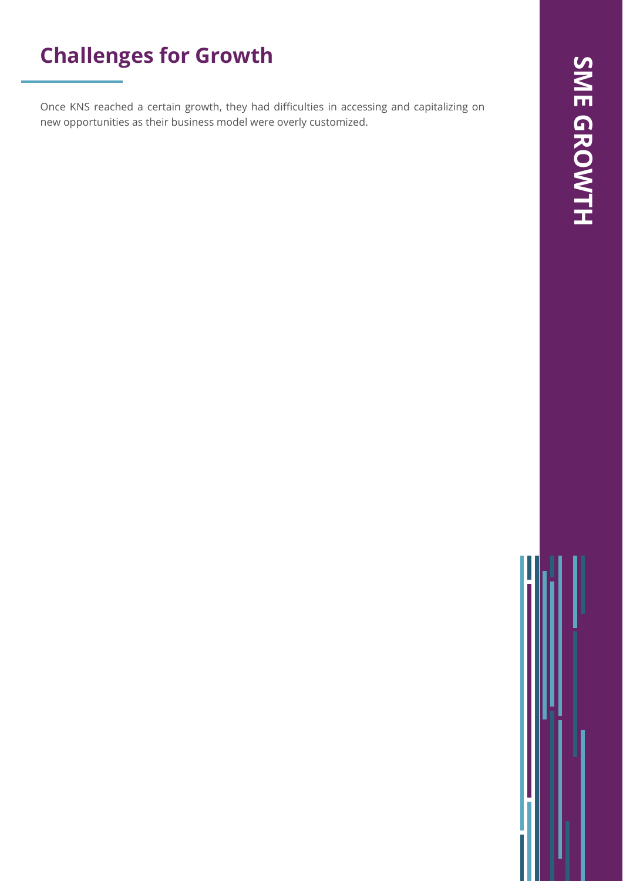## Challenges for Growth

Once KNS reached a certain growth, they had difficulties in accessing and capitalizing on new opportunities as their business model were overly customized.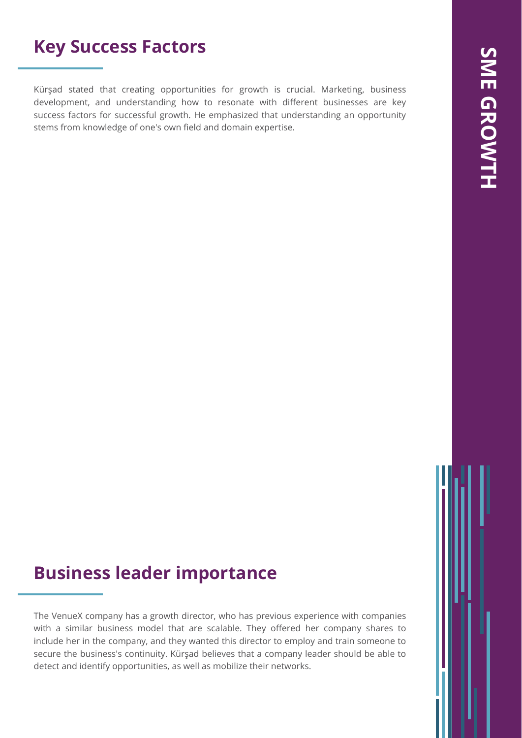## Key Success Factors

Kürşad stated that creating opportunities for growth is crucial. Marketing, business development, and understanding how to resonate with different businesses are key success factors for successful growth. He emphasized that understanding an opportunity stems from knowledge of one's own field and domain expertise.

## Business leader importance

The VenueX company has a growth director, who has previous experience with companies with a similar business model that are scalable. They offered her company shares to include her in the company, and they wanted this director to employ and train someone to secure the business's continuity. Kürşad believes that a company leader should be able to detect and identify opportunities, as well as mobilize their networks.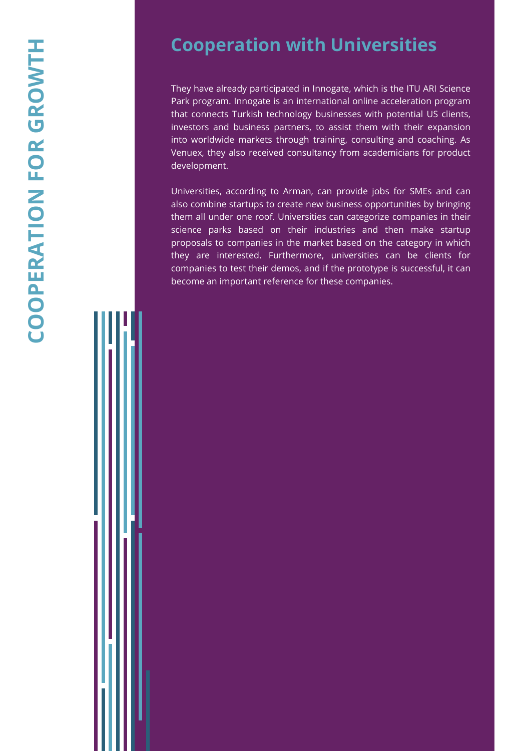## Cooperation with Universities

They have already participated in Innogate, which is the ITU ARI Science Park program. Innogate is an international online acceleration program that connects Turkish technology businesses with potential US clients, investors and business partners, to assist them with their expansion into worldwide markets through training, consulting and coaching. As Venuex, they also received consultancy from academicians for product development.

Universities, according to Arman, can provide jobs for SMEs and can also combine startups to create new business opportunities by bringing them all under one roof. Universities can categorize companies in their science parks based on their industries and then make startup proposals to companies in the market based on the category in which they are interested. Furthermore, universities can be clients for companies to test their demos, and if the prototype is successful, it can become an important reference for these companies.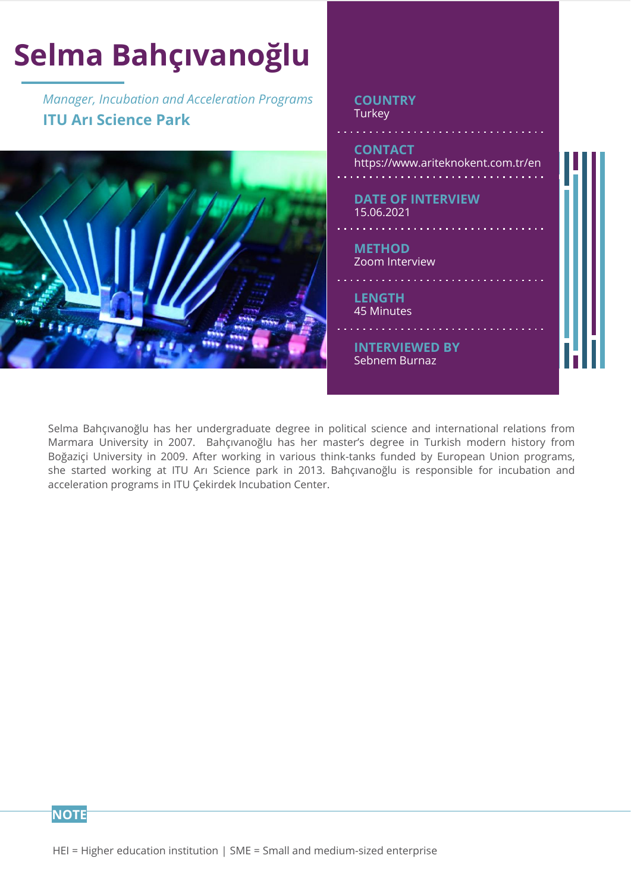# Selma Bahçıvanoğlu

*Manager, Incubation and Acceleration Programs*

**ITU Arı Science Park**

**COUNTRY**
Turkey

**CONTACT**
https://www.ariteknokent.com.tr/en

**DATE OF INTERVIEW**
15.06.2021

**METHOD**
Zoom Interview

**LENGTH**
45 Minutes

**INTERVIEWED BY**
Sebnem Burnaz

Selma Bahçıvanoğlu has her undergraduate degree in political science and international relations from Marmara University in 2007. Bahçıvanoğlu has her master's degree in Turkish modern history from Boğaziçi University in 2009. After working in various think-tanks funded by European Union programs, she started working at ITU Arı Science park in 2013. Bahçıvanoğlu is responsible for incubation and acceleration programs in ITU Çekirdek Incubation Center.

**NOTE**

HEI = Higher education institution | SME = Small and medium-sized enterprise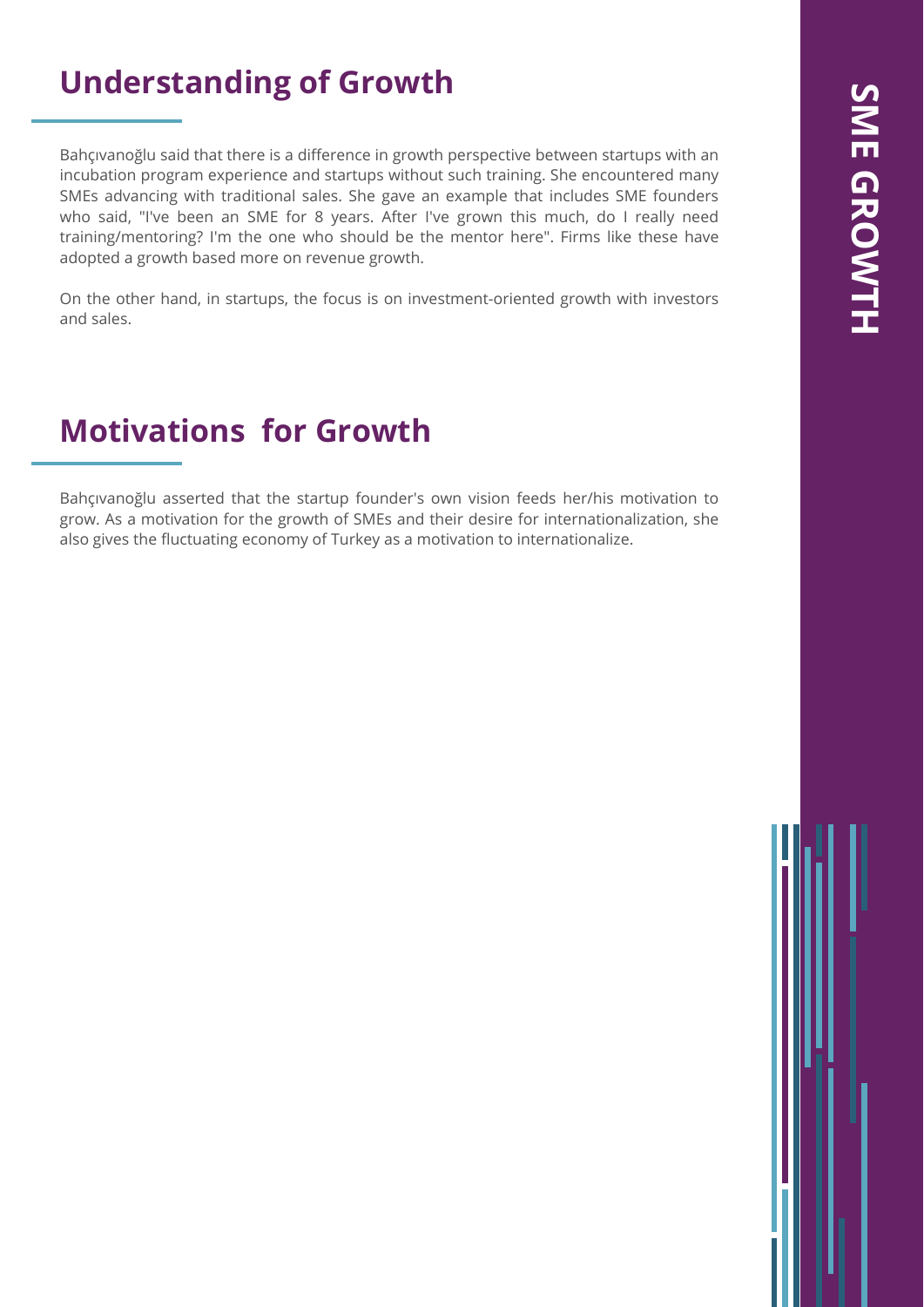## Understanding of Growth

Bahçıvanoğlu said that there is a difference in growth perspective between startups with an incubation program experience and startups without such training. She encountered many SMEs advancing with traditional sales. She gave an example that includes SME founders who said, "I've been an SME for 8 years. After I've grown this much, do I really need training/mentoring? I'm the one who should be the mentor here". Firms like these have adopted a growth based more on revenue growth.

On the other hand, in startups, the focus is on investment-oriented growth with investors and sales.

## Motivations for Growth

Bahçıvanoğlu asserted that the startup founder's own vision feeds her/his motivation to grow. As a motivation for the growth of SMEs and their desire for internationalization, she also gives the fluctuating economy of Turkey as a motivation to internationalize.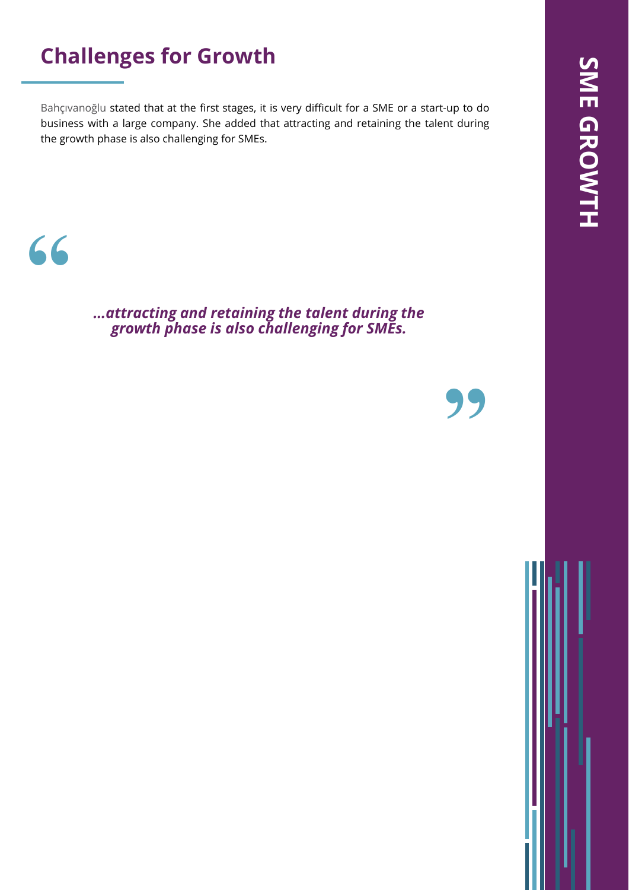## Challenges for Growth

Bahçıvanoğlu stated that at the first stages, it is very difficult for a SME or a start-up to do business with a large company. She added that attracting and retaining the talent during the growth phase is also challenging for SMEs.

> ***...attracting and retaining the talent during the growth phase is also challenging for SMEs.***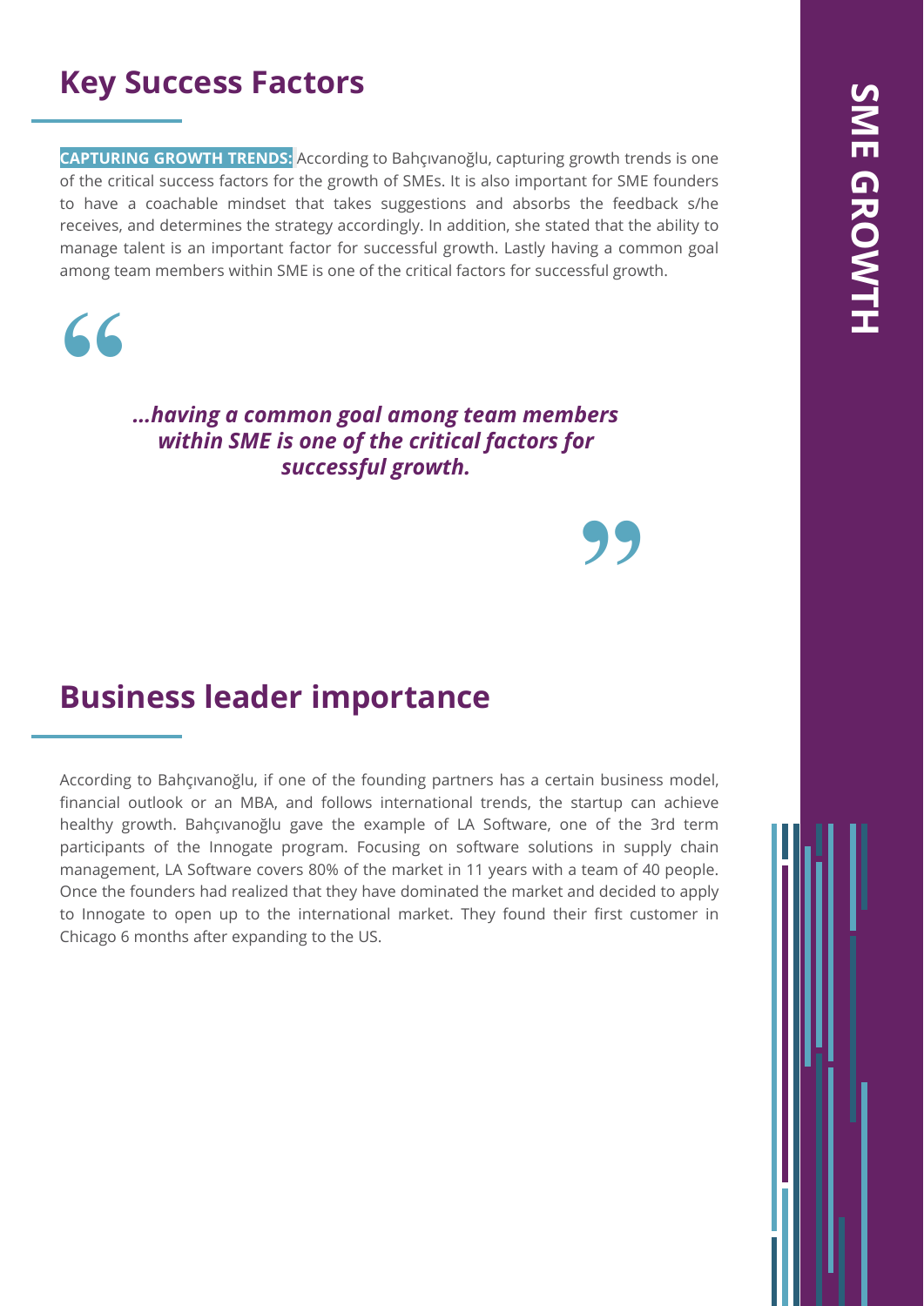## Key Success Factors

**CAPTURING GROWTH TRENDS:** According to Bahçıvanoğlu, capturing growth trends is one of the critical success factors for the growth of SMEs. It is also important for SME founders to have a coachable mindset that takes suggestions and absorbs the feedback s/he receives, and determines the strategy accordingly. In addition, she stated that the ability to manage talent is an important factor for successful growth. Lastly having a common goal among team members within SME is one of the critical factors for successful growth.

> ***...having a common goal among team members within SME is one of the critical factors for successful growth.***

## Business leader importance

According to Bahçıvanoğlu, if one of the founding partners has a certain business model, financial outlook or an MBA, and follows international trends, the startup can achieve healthy growth. Bahçıvanoğlu gave the example of LA Software, one of the 3rd term participants of the Innogate program. Focusing on software solutions in supply chain management, LA Software covers 80% of the market in 11 years with a team of 40 people. Once the founders had realized that they have dominated the market and decided to apply to Innogate to open up to the international market. They found their first customer in Chicago 6 months after expanding to the US.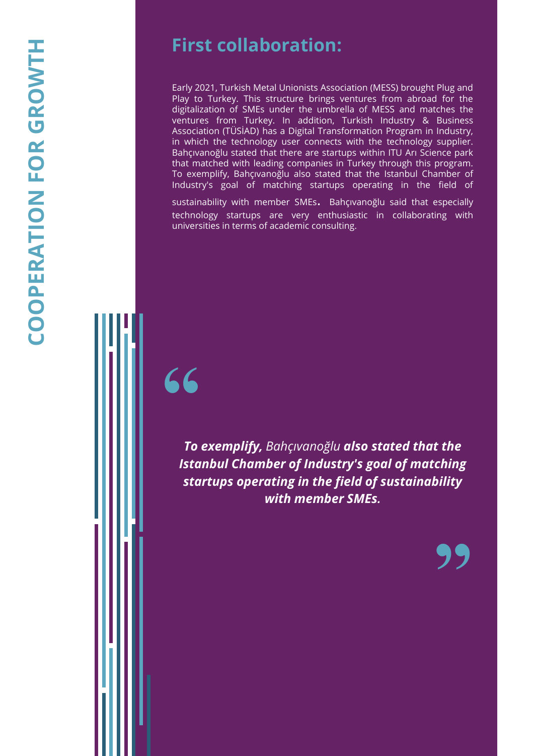COOPERATION FOR GROWTH

## First collaboration:

Early 2021, Turkish Metal Unionists Association (MESS) brought Plug and Play to Turkey. This structure brings ventures from abroad for the digitalization of SMEs under the umbrella of MESS and matches the ventures from Turkey. In addition, Turkish Industry & Business Association (TÜSİAD) has a Digital Transformation Program in Industry, in which the technology user connects with the technology supplier. Bahçıvanoğlu stated that there are startups within ITU Arı Science park that matched with leading companies in Turkey through this program. To exemplify, Bahçıvanoğlu also stated that the Istanbul Chamber of Industry's goal of matching startups operating in the field of sustainability with member SMEs. Bahçıvanoğlu said that especially technology startups are very enthusiastic in collaborating with universities in terms of academic consulting.

> ***To exemplify,*** *Bahçıvanoğlu* ***also stated that the Istanbul Chamber of Industry's goal of matching startups operating in the field of sustainability with member SMEs.***